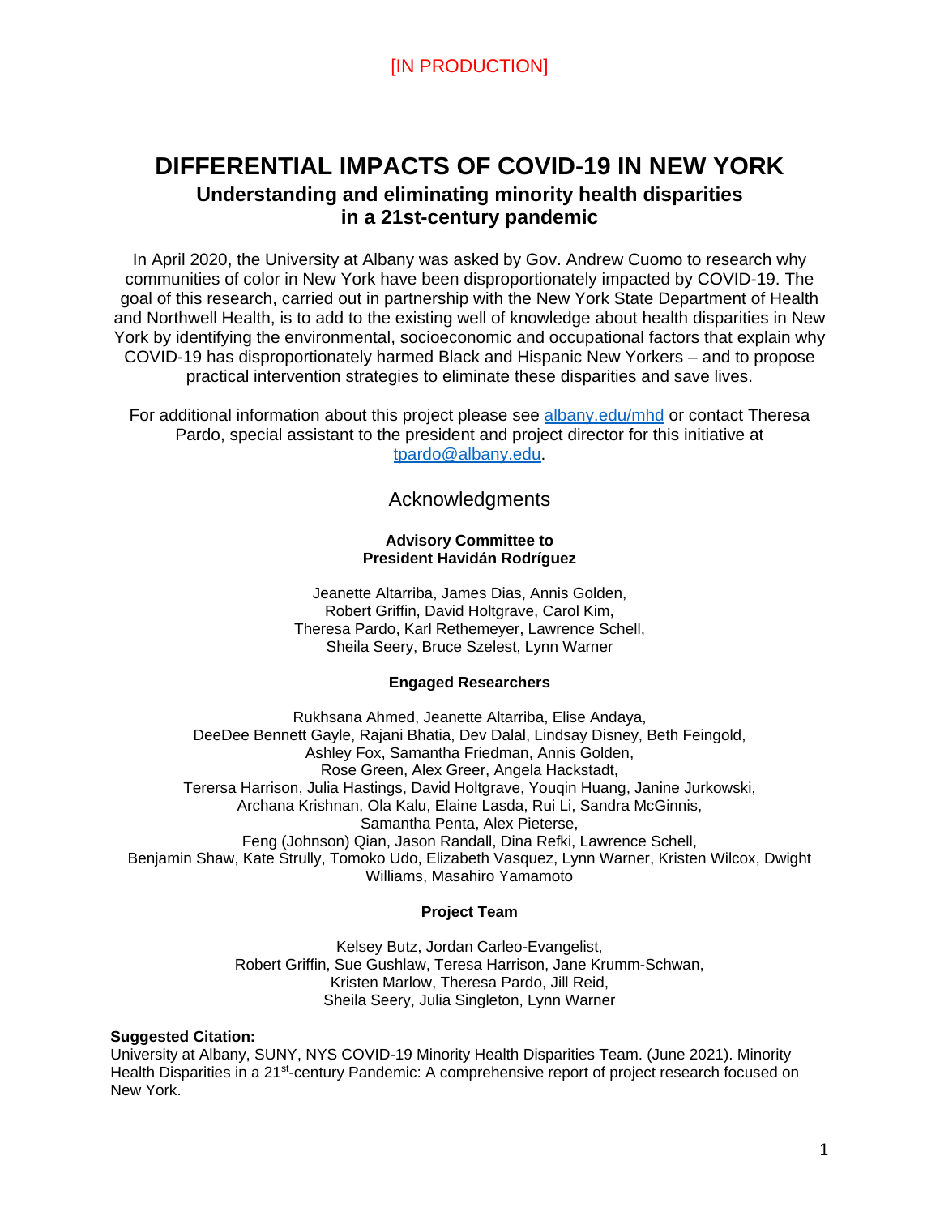[IN PRODUCTION]

# DIFFERENTIAL IMPACTS OF COVID-19 IN NEW YORK

## Understanding and eliminating minority health disparities in a 21st-century pandemic

In April 2020, the University at Albany was asked by Gov. Andrew Cuomo to research why communities of color in New York have been disproportionately impacted by COVID-19. The goal of this research, carried out in partnership with the New York State Department of Health and Northwell Health, is to add to the existing well of knowledge about health disparities in New York by identifying the environmental, socioeconomic and occupational factors that explain why COVID-19 has disproportionately harmed Black and Hispanic New Yorkers – and to propose practical intervention strategies to eliminate these disparities and save lives.

For additional information about this project please see albany.edu/mhd or contact Theresa Pardo, special assistant to the president and project director for this initiative at tpardo@albany.edu.

## Acknowledgments

**Advisory Committee to President Havidán Rodríguez**

Jeanette Altarriba, James Dias, Annis Golden, Robert Griffin, David Holtgrave, Carol Kim, Theresa Pardo, Karl Rethemeyer, Lawrence Schell, Sheila Seery, Bruce Szelest, Lynn Warner

**Engaged Researchers**

Rukhsana Ahmed, Jeanette Altarriba, Elise Andaya, DeeDee Bennett Gayle, Rajani Bhatia, Dev Dalal, Lindsay Disney, Beth Feingold, Ashley Fox, Samantha Friedman, Annis Golden, Rose Green, Alex Greer, Angela Hackstadt, Terersa Harrison, Julia Hastings, David Holtgrave, Youqin Huang, Janine Jurkowski, Archana Krishnan, Ola Kalu, Elaine Lasda, Rui Li, Sandra McGinnis, Samantha Penta, Alex Pieterse, Feng (Johnson) Qian, Jason Randall, Dina Refki, Lawrence Schell, Benjamin Shaw, Kate Strully, Tomoko Udo, Elizabeth Vasquez, Lynn Warner, Kristen Wilcox, Dwight Williams, Masahiro Yamamoto

**Project Team**

Kelsey Butz, Jordan Carleo-Evangelist, Robert Griffin, Sue Gushlaw, Teresa Harrison, Jane Krumm-Schwan, Kristen Marlow, Theresa Pardo, Jill Reid, Sheila Seery, Julia Singleton, Lynn Warner

**Suggested Citation:**
University at Albany, SUNY, NYS COVID-19 Minority Health Disparities Team. (June 2021). Minority Health Disparities in a 21st-century Pandemic: A comprehensive report of project research focused on New York.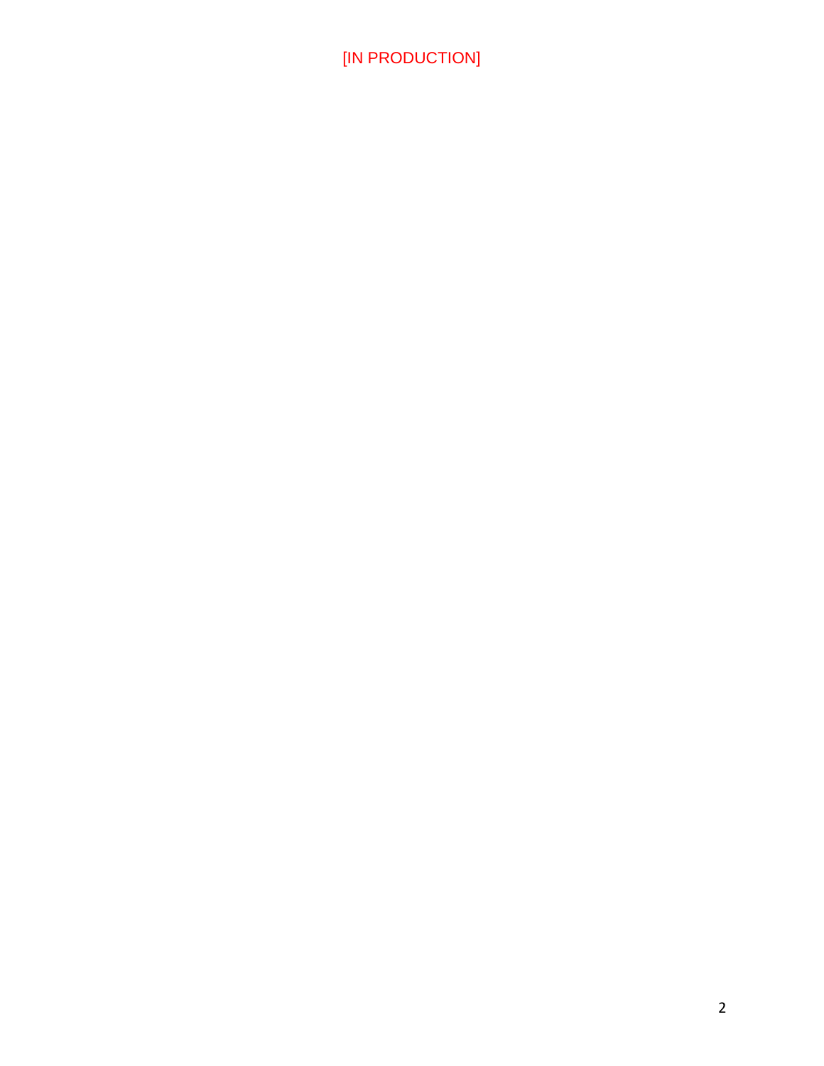[IN PRODUCTION]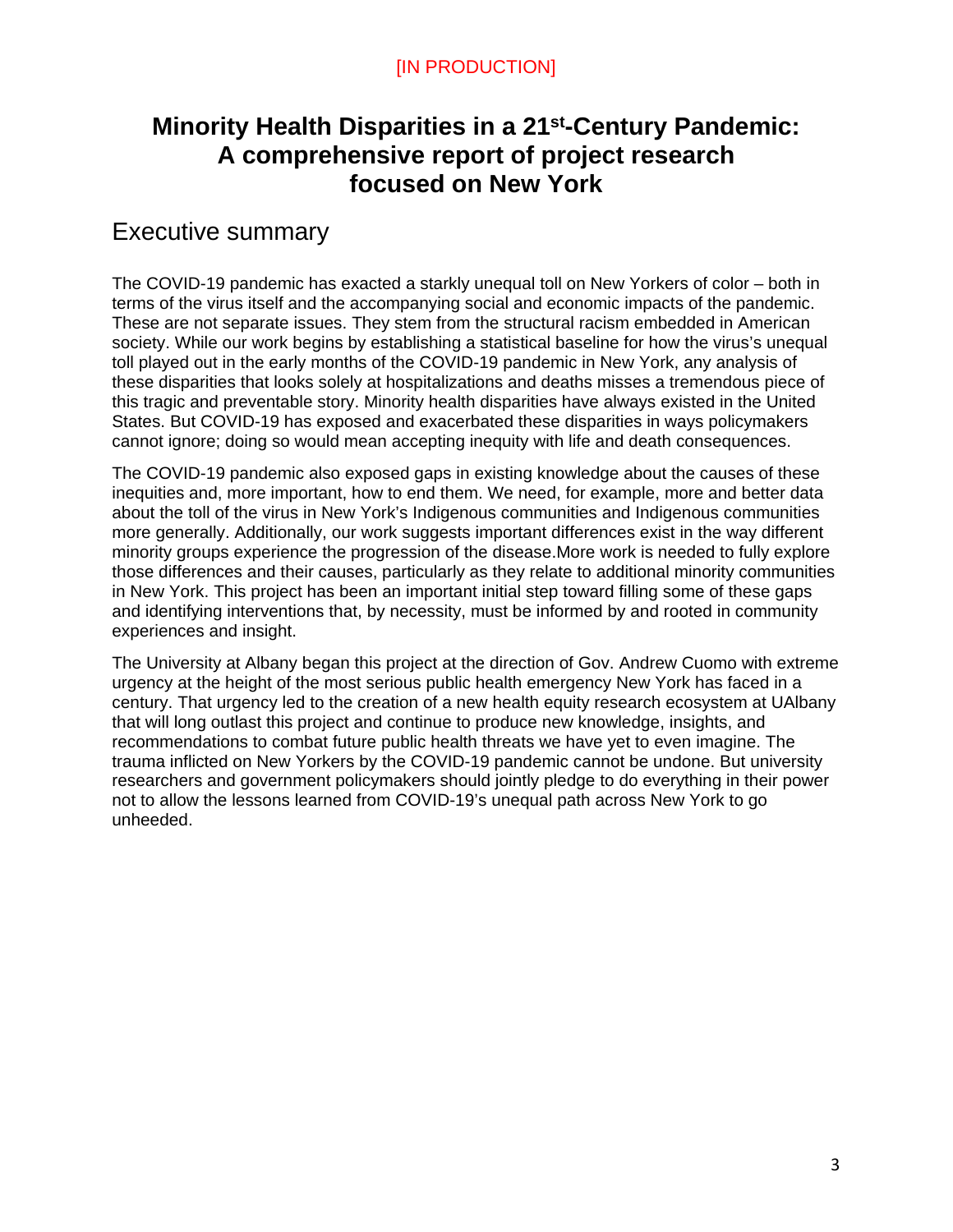[IN PRODUCTION]

# Minority Health Disparities in a 21st-Century Pandemic: A comprehensive report of project research focused on New York

## Executive summary

The COVID-19 pandemic has exacted a starkly unequal toll on New Yorkers of color – both in terms of the virus itself and the accompanying social and economic impacts of the pandemic. These are not separate issues. They stem from the structural racism embedded in American society. While our work begins by establishing a statistical baseline for how the virus's unequal toll played out in the early months of the COVID-19 pandemic in New York, any analysis of these disparities that looks solely at hospitalizations and deaths misses a tremendous piece of this tragic and preventable story. Minority health disparities have always existed in the United States. But COVID-19 has exposed and exacerbated these disparities in ways policymakers cannot ignore; doing so would mean accepting inequity with life and death consequences.

The COVID-19 pandemic also exposed gaps in existing knowledge about the causes of these inequities and, more important, how to end them. We need, for example, more and better data about the toll of the virus in New York's Indigenous communities and Indigenous communities more generally. Additionally, our work suggests important differences exist in the way different minority groups experience the progression of the disease.More work is needed to fully explore those differences and their causes, particularly as they relate to additional minority communities in New York. This project has been an important initial step toward filling some of these gaps and identifying interventions that, by necessity, must be informed by and rooted in community experiences and insight.

The University at Albany began this project at the direction of Gov. Andrew Cuomo with extreme urgency at the height of the most serious public health emergency New York has faced in a century. That urgency led to the creation of a new health equity research ecosystem at UAlbany that will long outlast this project and continue to produce new knowledge, insights, and recommendations to combat future public health threats we have yet to even imagine. The trauma inflicted on New Yorkers by the COVID-19 pandemic cannot be undone. But university researchers and government policymakers should jointly pledge to do everything in their power not to allow the lessons learned from COVID-19's unequal path across New York to go unheeded.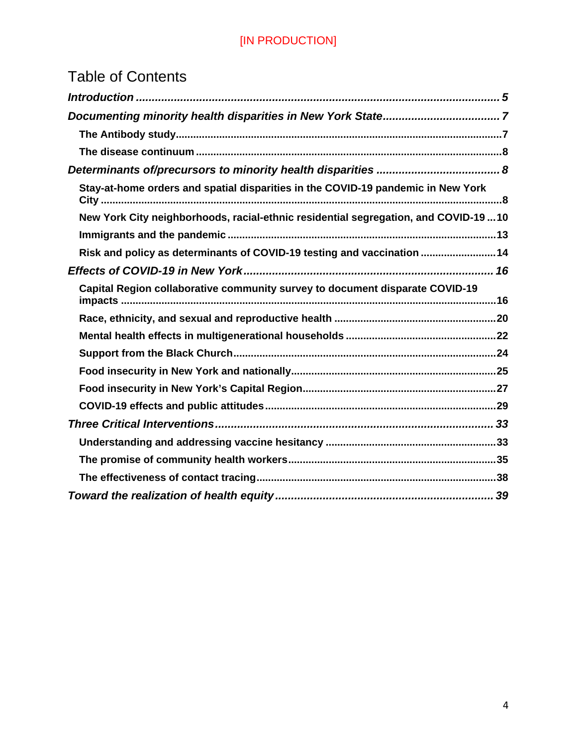[IN PRODUCTION]

# Table of Contents

*Introduction* ..... 5

*Documenting minority health disparities in New York State* ..... 7

- **The Antibody study** ..... 7
- **The disease continuum** ..... 8

*Determinants of/precursors to minority health disparities* ..... 8

- **Stay-at-home orders and spatial disparities in the COVID-19 pandemic in New York City** ..... 8
- **New York City neighborhoods, racial-ethnic residential segregation, and COVID-19** ..... 10
- **Immigrants and the pandemic** ..... 13
- **Risk and policy as determinants of COVID-19 testing and vaccination** ..... 14

*Effects of COVID-19 in New York* ..... 16

- **Capital Region collaborative community survey to document disparate COVID-19 impacts** ..... 16
- **Race, ethnicity, and sexual and reproductive health** ..... 20
- **Mental health effects in multigenerational households** ..... 22
- **Support from the Black Church** ..... 24
- **Food insecurity in New York and nationally** ..... 25
- **Food insecurity in New York's Capital Region** ..... 27
- **COVID-19 effects and public attitudes** ..... 29

*Three Critical Interventions* ..... 33

- **Understanding and addressing vaccine hesitancy** ..... 33
- **The promise of community health workers** ..... 35
- **The effectiveness of contact tracing** ..... 38

*Toward the realization of health equity* ..... 39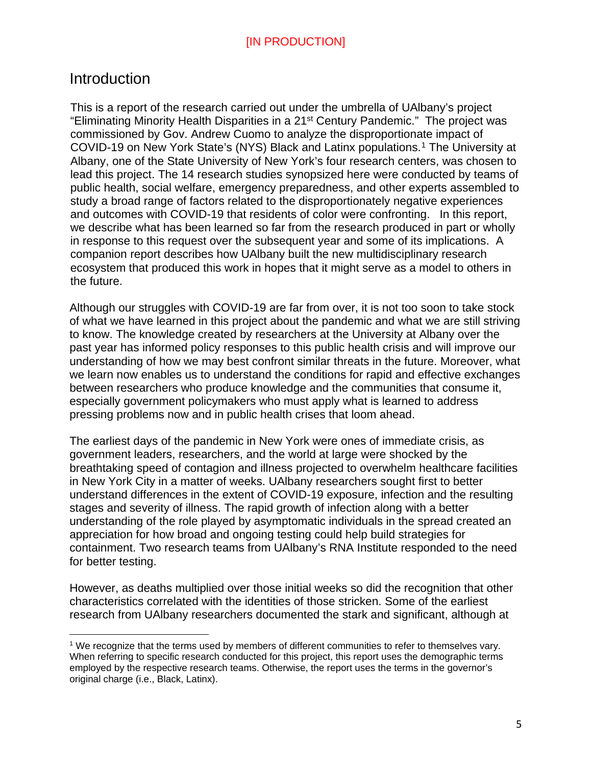[IN PRODUCTION]

## Introduction

This is a report of the research carried out under the umbrella of UAlbany's project "Eliminating Minority Health Disparities in a 21st Century Pandemic." The project was commissioned by Gov. Andrew Cuomo to analyze the disproportionate impact of COVID-19 on New York State's (NYS) Black and Latinx populations.[1] The University at Albany, one of the State University of New York's four research centers, was chosen to lead this project. The 14 research studies synopsized here were conducted by teams of public health, social welfare, emergency preparedness, and other experts assembled to study a broad range of factors related to the disproportionately negative experiences and outcomes with COVID-19 that residents of color were confronting. In this report, we describe what has been learned so far from the research produced in part or wholly in response to this request over the subsequent year and some of its implications. A companion report describes how UAlbany built the new multidisciplinary research ecosystem that produced this work in hopes that it might serve as a model to others in the future.

Although our struggles with COVID-19 are far from over, it is not too soon to take stock of what we have learned in this project about the pandemic and what we are still striving to know. The knowledge created by researchers at the University at Albany over the past year has informed policy responses to this public health crisis and will improve our understanding of how we may best confront similar threats in the future. Moreover, what we learn now enables us to understand the conditions for rapid and effective exchanges between researchers who produce knowledge and the communities that consume it, especially government policymakers who must apply what is learned to address pressing problems now and in public health crises that loom ahead.

The earliest days of the pandemic in New York were ones of immediate crisis, as government leaders, researchers, and the world at large were shocked by the breathtaking speed of contagion and illness projected to overwhelm healthcare facilities in New York City in a matter of weeks. UAlbany researchers sought first to better understand differences in the extent of COVID-19 exposure, infection and the resulting stages and severity of illness. The rapid growth of infection along with a better understanding of the role played by asymptomatic individuals in the spread created an appreciation for how broad and ongoing testing could help build strategies for containment. Two research teams from UAlbany's RNA Institute responded to the need for better testing.

However, as deaths multiplied over those initial weeks so did the recognition that other characteristics correlated with the identities of those stricken. Some of the earliest research from UAlbany researchers documented the stark and significant, although at

[1] We recognize that the terms used by members of different communities to refer to themselves vary. When referring to specific research conducted for this project, this report uses the demographic terms employed by the respective research teams. Otherwise, the report uses the terms in the governor's original charge (i.e., Black, Latinx).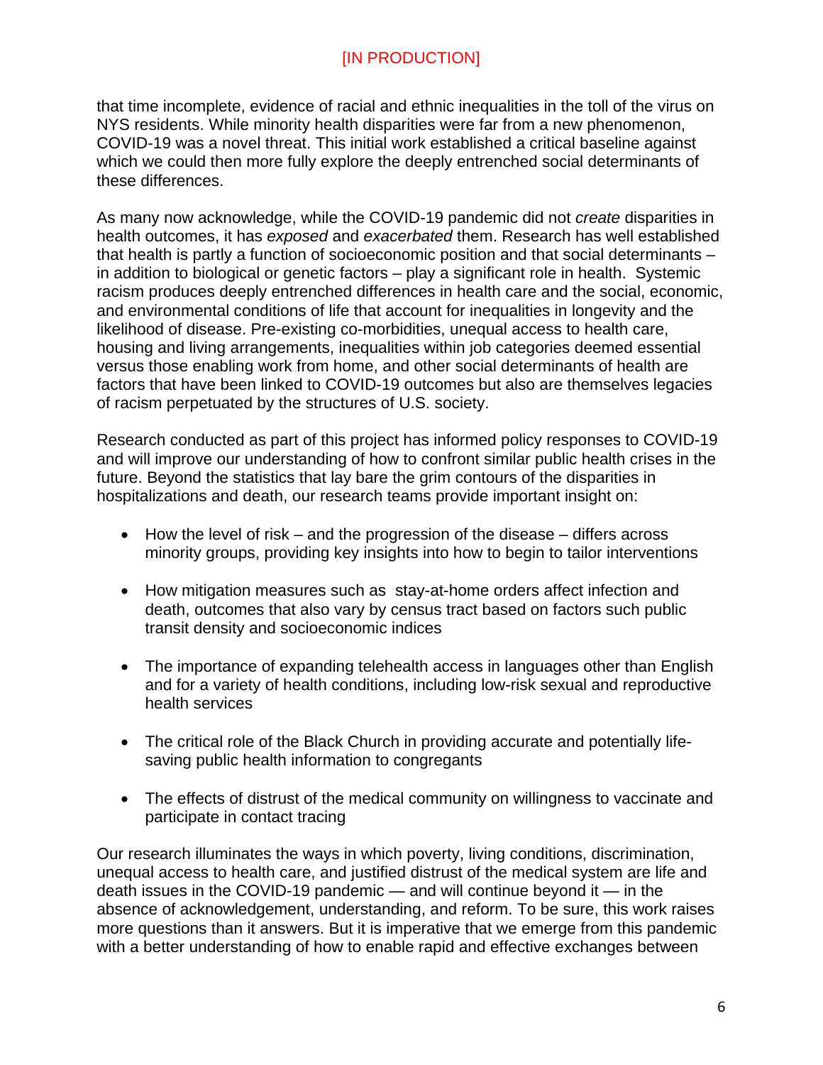that time incomplete, evidence of racial and ethnic inequalities in the toll of the virus on NYS residents. While minority health disparities were far from a new phenomenon, COVID-19 was a novel threat. This initial work established a critical baseline against which we could then more fully explore the deeply entrenched social determinants of these differences.

As many now acknowledge, while the COVID-19 pandemic did not *create* disparities in health outcomes, it has *exposed* and *exacerbated* them. Research has well established that health is partly a function of socioeconomic position and that social determinants – in addition to biological or genetic factors – play a significant role in health. Systemic racism produces deeply entrenched differences in health care and the social, economic, and environmental conditions of life that account for inequalities in longevity and the likelihood of disease. Pre-existing co-morbidities, unequal access to health care, housing and living arrangements, inequalities within job categories deemed essential versus those enabling work from home, and other social determinants of health are factors that have been linked to COVID-19 outcomes but also are themselves legacies of racism perpetuated by the structures of U.S. society.

Research conducted as part of this project has informed policy responses to COVID-19 and will improve our understanding of how to confront similar public health crises in the future. Beyond the statistics that lay bare the grim contours of the disparities in hospitalizations and death, our research teams provide important insight on:

- How the level of risk – and the progression of the disease – differs across minority groups, providing key insights into how to begin to tailor interventions
- How mitigation measures such as stay-at-home orders affect infection and death, outcomes that also vary by census tract based on factors such public transit density and socioeconomic indices
- The importance of expanding telehealth access in languages other than English and for a variety of health conditions, including low-risk sexual and reproductive health services
- The critical role of the Black Church in providing accurate and potentially life-saving public health information to congregants
- The effects of distrust of the medical community on willingness to vaccinate and participate in contact tracing

Our research illuminates the ways in which poverty, living conditions, discrimination, unequal access to health care, and justified distrust of the medical system are life and death issues in the COVID-19 pandemic — and will continue beyond it — in the absence of acknowledgement, understanding, and reform. To be sure, this work raises more questions than it answers. But it is imperative that we emerge from this pandemic with a better understanding of how to enable rapid and effective exchanges between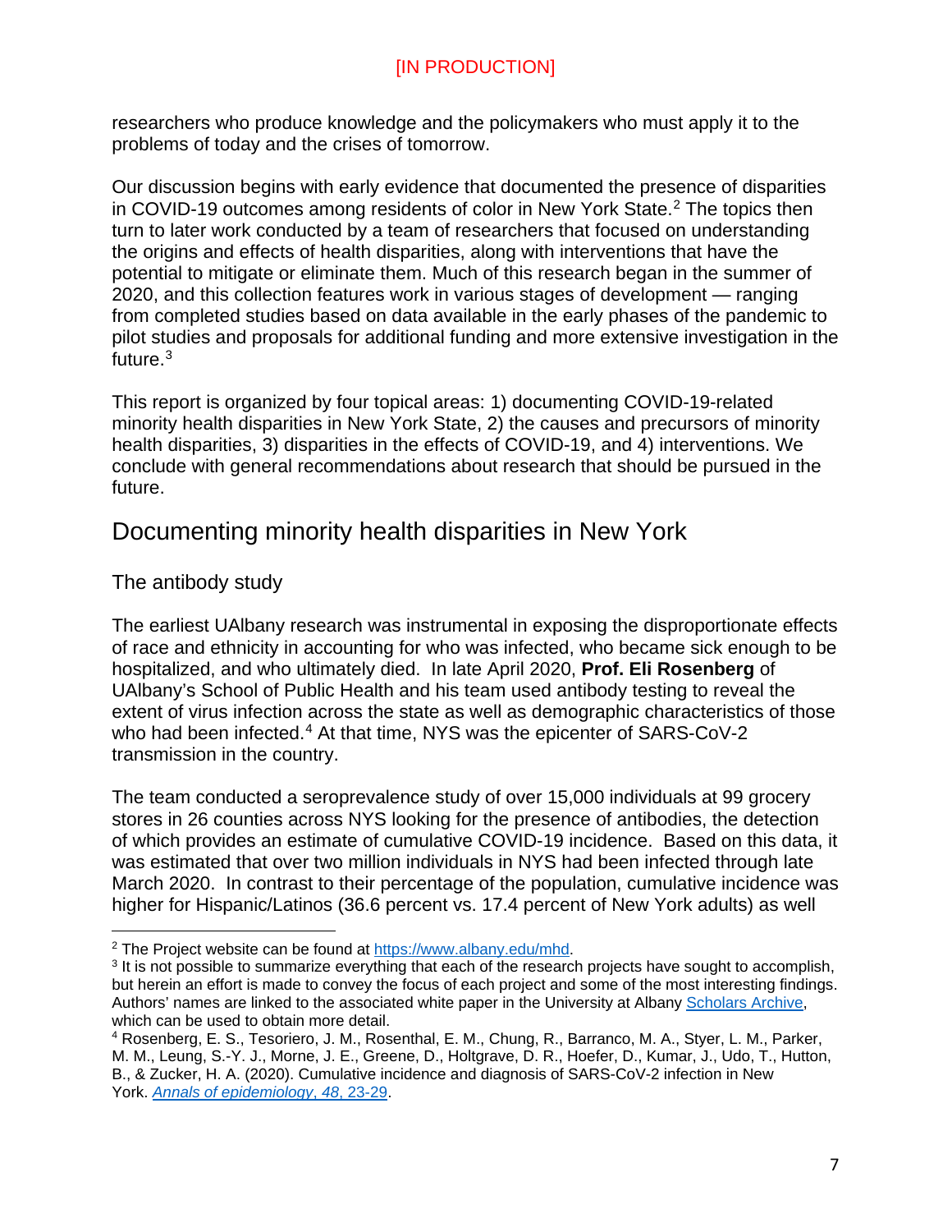researchers who produce knowledge and the policymakers who must apply it to the problems of today and the crises of tomorrow.

Our discussion begins with early evidence that documented the presence of disparities in COVID-19 outcomes among residents of color in New York State.[2] The topics then turn to later work conducted by a team of researchers that focused on understanding the origins and effects of health disparities, along with interventions that have the potential to mitigate or eliminate them. Much of this research began in the summer of 2020, and this collection features work in various stages of development — ranging from completed studies based on data available in the early phases of the pandemic to pilot studies and proposals for additional funding and more extensive investigation in the future.[3]

This report is organized by four topical areas: 1) documenting COVID-19-related minority health disparities in New York State, 2) the causes and precursors of minority health disparities, 3) disparities in the effects of COVID-19, and 4) interventions. We conclude with general recommendations about research that should be pursued in the future.

## Documenting minority health disparities in New York

### The antibody study

The earliest UAlbany research was instrumental in exposing the disproportionate effects of race and ethnicity in accounting for who was infected, who became sick enough to be hospitalized, and who ultimately died. In late April 2020, **Prof. Eli Rosenberg** of UAlbany's School of Public Health and his team used antibody testing to reveal the extent of virus infection across the state as well as demographic characteristics of those who had been infected.[4] At that time, NYS was the epicenter of SARS-CoV-2 transmission in the country.

The team conducted a seroprevalence study of over 15,000 individuals at 99 grocery stores in 26 counties across NYS looking for the presence of antibodies, the detection of which provides an estimate of cumulative COVID-19 incidence. Based on this data, it was estimated that over two million individuals in NYS had been infected through late March 2020. In contrast to their percentage of the population, cumulative incidence was higher for Hispanic/Latinos (36.6 percent vs. 17.4 percent of New York adults) as well

---

[2] The Project website can be found at https://www.albany.edu/mhd.

[3] It is not possible to summarize everything that each of the research projects have sought to accomplish, but herein an effort is made to convey the focus of each project and some of the most interesting findings. Authors' names are linked to the associated white paper in the University at Albany Scholars Archive, which can be used to obtain more detail.

[4] Rosenberg, E. S., Tesoriero, J. M., Rosenthal, E. M., Chung, R., Barranco, M. A., Styer, L. M., Parker, M. M., Leung, S.-Y. J., Morne, J. E., Greene, D., Holtgrave, D. R., Hoefer, D., Kumar, J., Udo, T., Hutton, B., & Zucker, H. A. (2020). Cumulative incidence and diagnosis of SARS-CoV-2 infection in New York. *Annals of epidemiology*, *48*, 23-29.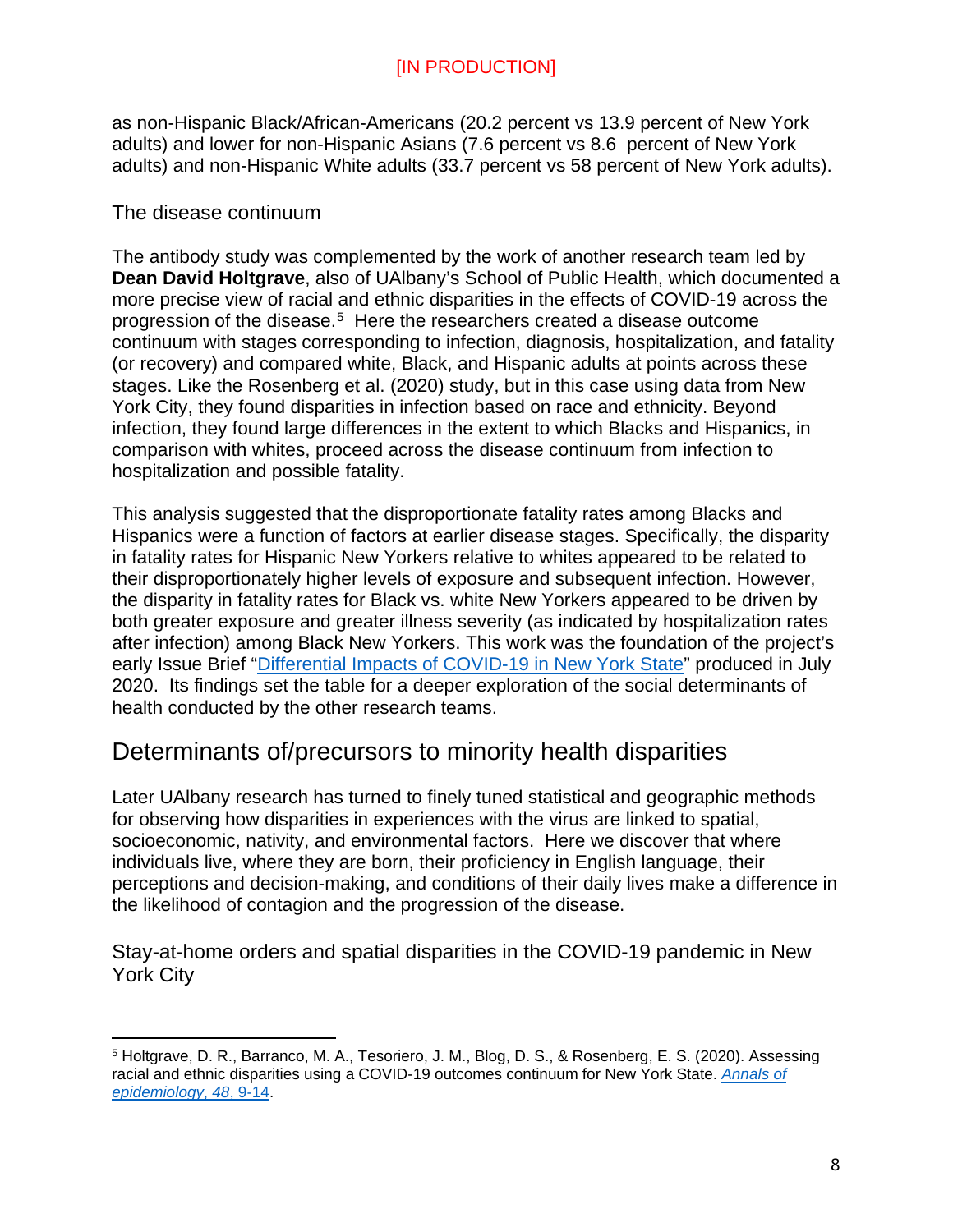[IN PRODUCTION]

as non-Hispanic Black/African-Americans (20.2 percent vs 13.9 percent of New York adults) and lower for non-Hispanic Asians (7.6 percent vs 8.6 percent of New York adults) and non-Hispanic White adults (33.7 percent vs 58 percent of New York adults).

### The disease continuum

The antibody study was complemented by the work of another research team led by **Dean David Holtgrave**, also of UAlbany's School of Public Health, which documented a more precise view of racial and ethnic disparities in the effects of COVID-19 across the progression of the disease.[5] Here the researchers created a disease outcome continuum with stages corresponding to infection, diagnosis, hospitalization, and fatality (or recovery) and compared white, Black, and Hispanic adults at points across these stages. Like the Rosenberg et al. (2020) study, but in this case using data from New York City, they found disparities in infection based on race and ethnicity. Beyond infection, they found large differences in the extent to which Blacks and Hispanics, in comparison with whites, proceed across the disease continuum from infection to hospitalization and possible fatality.

This analysis suggested that the disproportionate fatality rates among Blacks and Hispanics were a function of factors at earlier disease stages. Specifically, the disparity in fatality rates for Hispanic New Yorkers relative to whites appeared to be related to their disproportionately higher levels of exposure and subsequent infection. However, the disparity in fatality rates for Black vs. white New Yorkers appeared to be driven by both greater exposure and greater illness severity (as indicated by hospitalization rates after infection) among Black New Yorkers. This work was the foundation of the project's early Issue Brief "Differential Impacts of COVID-19 in New York State" produced in July 2020. Its findings set the table for a deeper exploration of the social determinants of health conducted by the other research teams.

## Determinants of/precursors to minority health disparities

Later UAlbany research has turned to finely tuned statistical and geographic methods for observing how disparities in experiences with the virus are linked to spatial, socioeconomic, nativity, and environmental factors. Here we discover that where individuals live, where they are born, their proficiency in English language, their perceptions and decision-making, and conditions of their daily lives make a difference in the likelihood of contagion and the progression of the disease.

### Stay-at-home orders and spatial disparities in the COVID-19 pandemic in New York City

---

[5] Holtgrave, D. R., Barranco, M. A., Tesoriero, J. M., Blog, D. S., & Rosenberg, E. S. (2020). Assessing racial and ethnic disparities using a COVID-19 outcomes continuum for New York State. *Annals of epidemiology*, *48*, 9-14.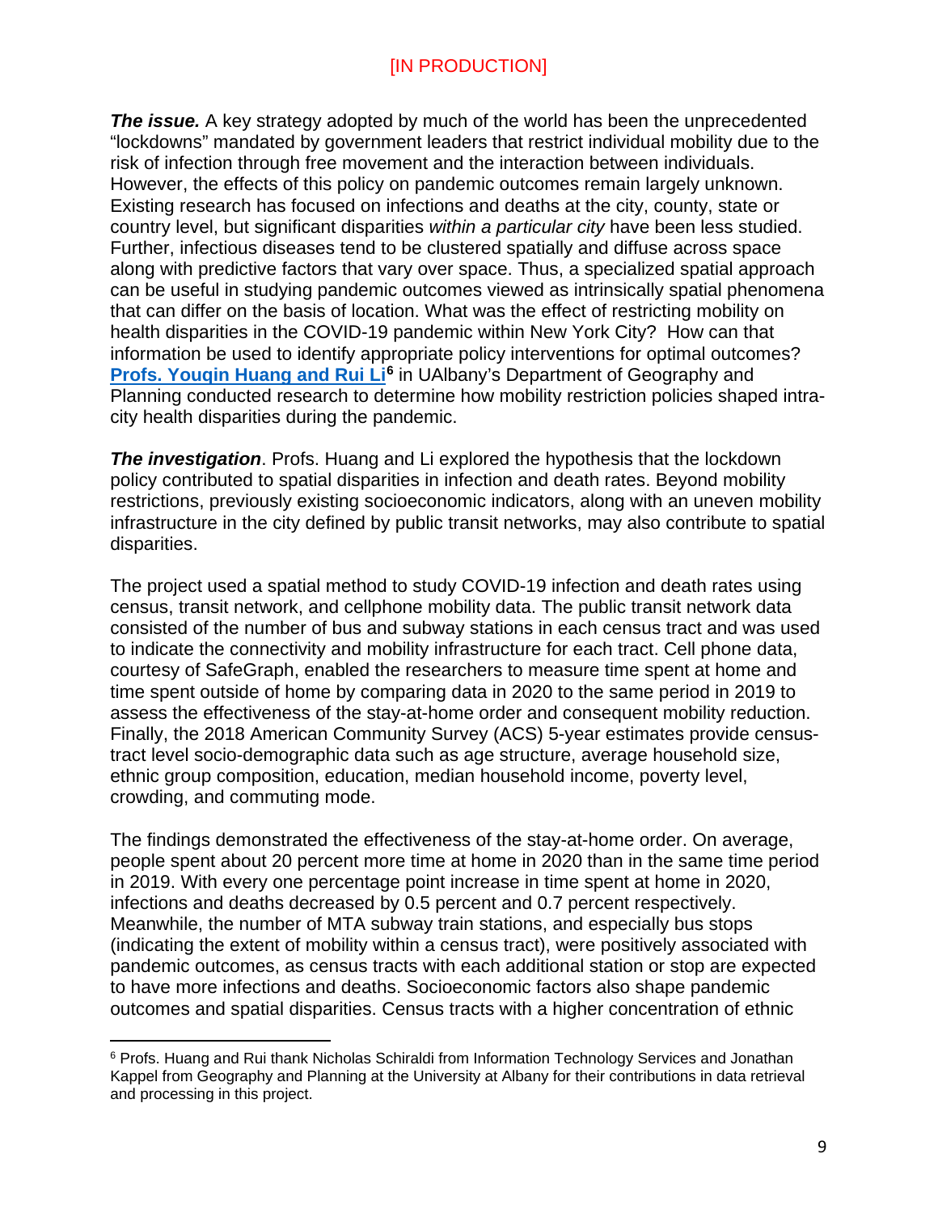[IN PRODUCTION]

***The issue.*** A key strategy adopted by much of the world has been the unprecedented "lockdowns" mandated by government leaders that restrict individual mobility due to the risk of infection through free movement and the interaction between individuals. However, the effects of this policy on pandemic outcomes remain largely unknown. Existing research has focused on infections and deaths at the city, county, state or country level, but significant disparities *within a particular city* have been less studied. Further, infectious diseases tend to be clustered spatially and diffuse across space along with predictive factors that vary over space. Thus, a specialized spatial approach can be useful in studying pandemic outcomes viewed as intrinsically spatial phenomena that can differ on the basis of location. What was the effect of restricting mobility on health disparities in the COVID-19 pandemic within New York City? How can that information be used to identify appropriate policy interventions for optimal outcomes? **Profs. Youqin Huang and Rui Li**[6] in UAlbany's Department of Geography and Planning conducted research to determine how mobility restriction policies shaped intra-city health disparities during the pandemic.

***The investigation***. Profs. Huang and Li explored the hypothesis that the lockdown policy contributed to spatial disparities in infection and death rates. Beyond mobility restrictions, previously existing socioeconomic indicators, along with an uneven mobility infrastructure in the city defined by public transit networks, may also contribute to spatial disparities.

The project used a spatial method to study COVID-19 infection and death rates using census, transit network, and cellphone mobility data. The public transit network data consisted of the number of bus and subway stations in each census tract and was used to indicate the connectivity and mobility infrastructure for each tract. Cell phone data, courtesy of SafeGraph, enabled the researchers to measure time spent at home and time spent outside of home by comparing data in 2020 to the same period in 2019 to assess the effectiveness of the stay-at-home order and consequent mobility reduction. Finally, the 2018 American Community Survey (ACS) 5-year estimates provide census-tract level socio-demographic data such as age structure, average household size, ethnic group composition, education, median household income, poverty level, crowding, and commuting mode.

The findings demonstrated the effectiveness of the stay-at-home order. On average, people spent about 20 percent more time at home in 2020 than in the same time period in 2019. With every one percentage point increase in time spent at home in 2020, infections and deaths decreased by 0.5 percent and 0.7 percent respectively. Meanwhile, the number of MTA subway train stations, and especially bus stops (indicating the extent of mobility within a census tract), were positively associated with pandemic outcomes, as census tracts with each additional station or stop are expected to have more infections and deaths. Socioeconomic factors also shape pandemic outcomes and spatial disparities. Census tracts with a higher concentration of ethnic

[6] Profs. Huang and Rui thank Nicholas Schiraldi from Information Technology Services and Jonathan Kappel from Geography and Planning at the University at Albany for their contributions in data retrieval and processing in this project.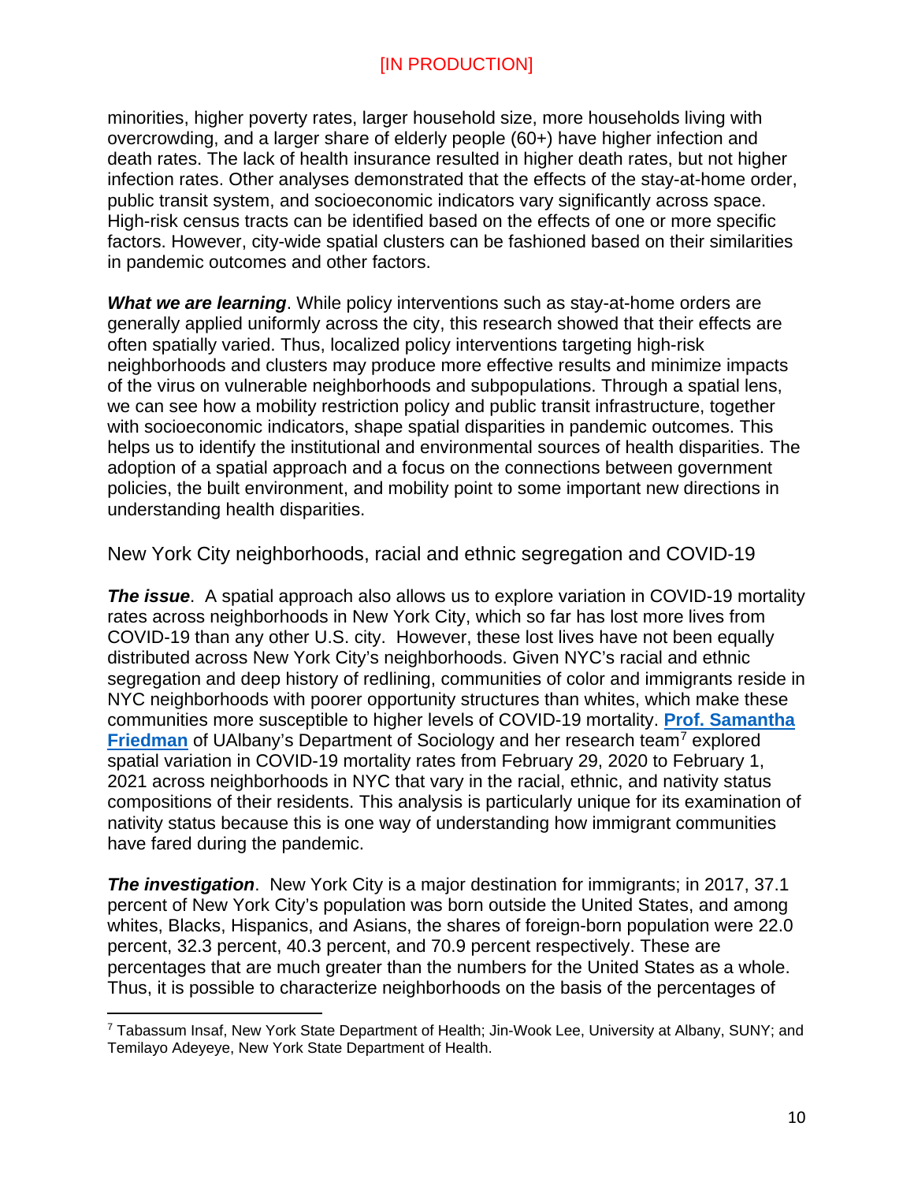minorities, higher poverty rates, larger household size, more households living with overcrowding, and a larger share of elderly people (60+) have higher infection and death rates. The lack of health insurance resulted in higher death rates, but not higher infection rates. Other analyses demonstrated that the effects of the stay-at-home order, public transit system, and socioeconomic indicators vary significantly across space. High-risk census tracts can be identified based on the effects of one or more specific factors. However, city-wide spatial clusters can be fashioned based on their similarities in pandemic outcomes and other factors.

***What we are learning***. While policy interventions such as stay-at-home orders are generally applied uniformly across the city, this research showed that their effects are often spatially varied. Thus, localized policy interventions targeting high-risk neighborhoods and clusters may produce more effective results and minimize impacts of the virus on vulnerable neighborhoods and subpopulations. Through a spatial lens, we can see how a mobility restriction policy and public transit infrastructure, together with socioeconomic indicators, shape spatial disparities in pandemic outcomes. This helps us to identify the institutional and environmental sources of health disparities. The adoption of a spatial approach and a focus on the connections between government policies, the built environment, and mobility point to some important new directions in understanding health disparities.

## New York City neighborhoods, racial and ethnic segregation and COVID-19

***The issue***. A spatial approach also allows us to explore variation in COVID-19 mortality rates across neighborhoods in New York City, which so far has lost more lives from COVID-19 than any other U.S. city. However, these lost lives have not been equally distributed across New York City's neighborhoods. Given NYC's racial and ethnic segregation and deep history of redlining, communities of color and immigrants reside in NYC neighborhoods with poorer opportunity structures than whites, which make these communities more susceptible to higher levels of COVID-19 mortality. **Prof. Samantha Friedman** of UAlbany's Department of Sociology and her research team[7] explored spatial variation in COVID-19 mortality rates from February 29, 2020 to February 1, 2021 across neighborhoods in NYC that vary in the racial, ethnic, and nativity status compositions of their residents. This analysis is particularly unique for its examination of nativity status because this is one way of understanding how immigrant communities have fared during the pandemic.

***The investigation***. New York City is a major destination for immigrants; in 2017, 37.1 percent of New York City's population was born outside the United States, and among whites, Blacks, Hispanics, and Asians, the shares of foreign-born population were 22.0 percent, 32.3 percent, 40.3 percent, and 70.9 percent respectively. These are percentages that are much greater than the numbers for the United States as a whole. Thus, it is possible to characterize neighborhoods on the basis of the percentages of

[7] Tabassum Insaf, New York State Department of Health; Jin-Wook Lee, University at Albany, SUNY; and Temilayo Adeyeye, New York State Department of Health.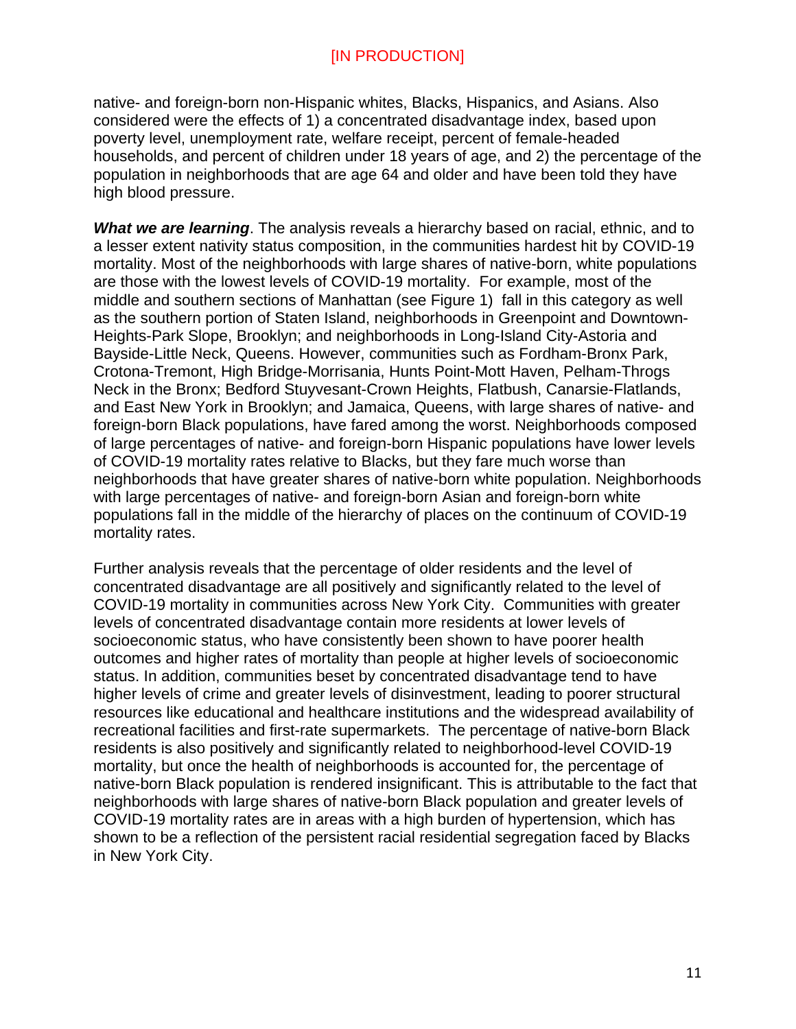native- and foreign-born non-Hispanic whites, Blacks, Hispanics, and Asians. Also considered were the effects of 1) a concentrated disadvantage index, based upon poverty level, unemployment rate, welfare receipt, percent of female-headed households, and percent of children under 18 years of age, and 2) the percentage of the population in neighborhoods that are age 64 and older and have been told they have high blood pressure.

***What we are learning***. The analysis reveals a hierarchy based on racial, ethnic, and to a lesser extent nativity status composition, in the communities hardest hit by COVID-19 mortality. Most of the neighborhoods with large shares of native-born, white populations are those with the lowest levels of COVID-19 mortality. For example, most of the middle and southern sections of Manhattan (see Figure 1) fall in this category as well as the southern portion of Staten Island, neighborhoods in Greenpoint and Downtown-Heights-Park Slope, Brooklyn; and neighborhoods in Long-Island City-Astoria and Bayside-Little Neck, Queens. However, communities such as Fordham-Bronx Park, Crotona-Tremont, High Bridge-Morrisania, Hunts Point-Mott Haven, Pelham-Throgs Neck in the Bronx; Bedford Stuyvesant-Crown Heights, Flatbush, Canarsie-Flatlands, and East New York in Brooklyn; and Jamaica, Queens, with large shares of native- and foreign-born Black populations, have fared among the worst. Neighborhoods composed of large percentages of native- and foreign-born Hispanic populations have lower levels of COVID-19 mortality rates relative to Blacks, but they fare much worse than neighborhoods that have greater shares of native-born white population. Neighborhoods with large percentages of native- and foreign-born Asian and foreign-born white populations fall in the middle of the hierarchy of places on the continuum of COVID-19 mortality rates.

Further analysis reveals that the percentage of older residents and the level of concentrated disadvantage are all positively and significantly related to the level of COVID-19 mortality in communities across New York City. Communities with greater levels of concentrated disadvantage contain more residents at lower levels of socioeconomic status, who have consistently been shown to have poorer health outcomes and higher rates of mortality than people at higher levels of socioeconomic status. In addition, communities beset by concentrated disadvantage tend to have higher levels of crime and greater levels of disinvestment, leading to poorer structural resources like educational and healthcare institutions and the widespread availability of recreational facilities and first-rate supermarkets. The percentage of native-born Black residents is also positively and significantly related to neighborhood-level COVID-19 mortality, but once the health of neighborhoods is accounted for, the percentage of native-born Black population is rendered insignificant. This is attributable to the fact that neighborhoods with large shares of native-born Black population and greater levels of COVID-19 mortality rates are in areas with a high burden of hypertension, which has shown to be a reflection of the persistent racial residential segregation faced by Blacks in New York City.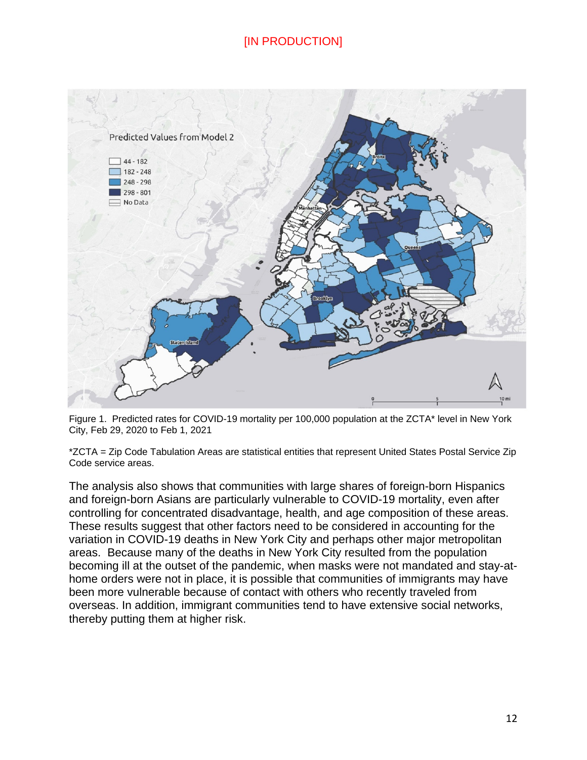[IN PRODUCTION]

Figure 1. Predicted rates for COVID-19 mortality per 100,000 population at the ZCTA* level in New York City, Feb 29, 2020 to Feb 1, 2021

*ZCTA = Zip Code Tabulation Areas are statistical entities that represent United States Postal Service Zip Code service areas.

The analysis also shows that communities with large shares of foreign-born Hispanics and foreign-born Asians are particularly vulnerable to COVID-19 mortality, even after controlling for concentrated disadvantage, health, and age composition of these areas. These results suggest that other factors need to be considered in accounting for the variation in COVID-19 deaths in New York City and perhaps other major metropolitan areas. Because many of the deaths in New York City resulted from the population becoming ill at the outset of the pandemic, when masks were not mandated and stay-at-home orders were not in place, it is possible that communities of immigrants may have been more vulnerable because of contact with others who recently traveled from overseas. In addition, immigrant communities tend to have extensive social networks, thereby putting them at higher risk.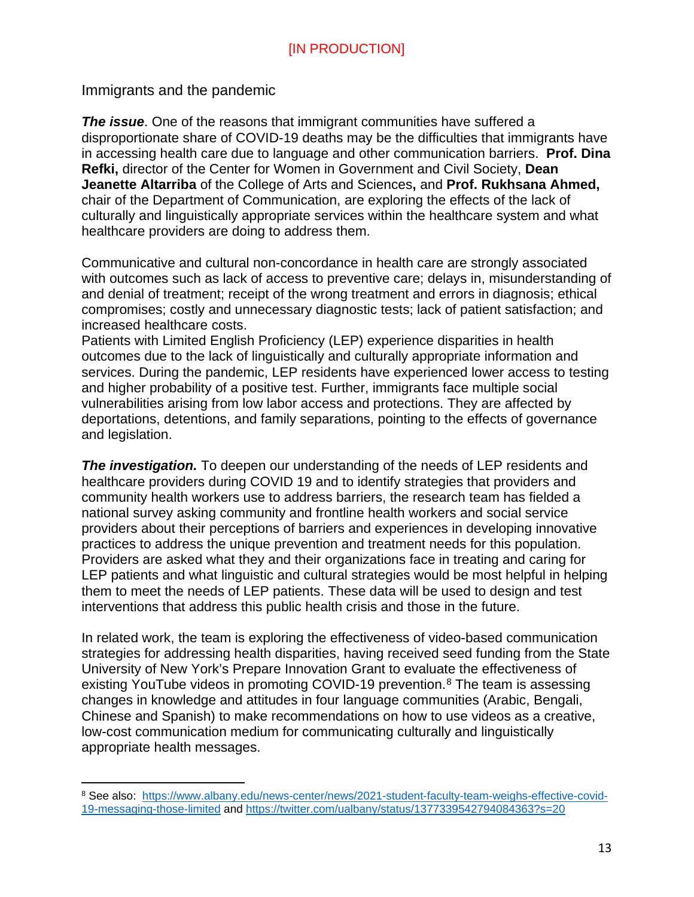[IN PRODUCTION]

## Immigrants and the pandemic

***The issue***. One of the reasons that immigrant communities have suffered a disproportionate share of COVID-19 deaths may be the difficulties that immigrants have in accessing health care due to language and other communication barriers. **Prof. Dina Refki,** director of the Center for Women in Government and Civil Society, **Dean Jeanette Altarriba** of the College of Arts and Sciences**,** and **Prof. Rukhsana Ahmed,** chair of the Department of Communication, are exploring the effects of the lack of culturally and linguistically appropriate services within the healthcare system and what healthcare providers are doing to address them.

Communicative and cultural non-concordance in health care are strongly associated with outcomes such as lack of access to preventive care; delays in, misunderstanding of and denial of treatment; receipt of the wrong treatment and errors in diagnosis; ethical compromises; costly and unnecessary diagnostic tests; lack of patient satisfaction; and increased healthcare costs.
Patients with Limited English Proficiency (LEP) experience disparities in health outcomes due to the lack of linguistically and culturally appropriate information and services. During the pandemic, LEP residents have experienced lower access to testing and higher probability of a positive test. Further, immigrants face multiple social vulnerabilities arising from low labor access and protections. They are affected by deportations, detentions, and family separations, pointing to the effects of governance and legislation.

***The investigation.*** To deepen our understanding of the needs of LEP residents and healthcare providers during COVID 19 and to identify strategies that providers and community health workers use to address barriers, the research team has fielded a national survey asking community and frontline health workers and social service providers about their perceptions of barriers and experiences in developing innovative practices to address the unique prevention and treatment needs for this population. Providers are asked what they and their organizations face in treating and caring for LEP patients and what linguistic and cultural strategies would be most helpful in helping them to meet the needs of LEP patients. These data will be used to design and test interventions that address this public health crisis and those in the future.

In related work, the team is exploring the effectiveness of video-based communication strategies for addressing health disparities, having received seed funding from the State University of New York's Prepare Innovation Grant to evaluate the effectiveness of existing YouTube videos in promoting COVID-19 prevention.[8] The team is assessing changes in knowledge and attitudes in four language communities (Arabic, Bengali, Chinese and Spanish) to make recommendations on how to use videos as a creative, low-cost communication medium for communicating culturally and linguistically appropriate health messages.

---

[8] See also: https://www.albany.edu/news-center/news/2021-student-faculty-team-weighs-effective-covid-19-messaging-those-limited and https://twitter.com/ualbany/status/1377339542794084363?s=20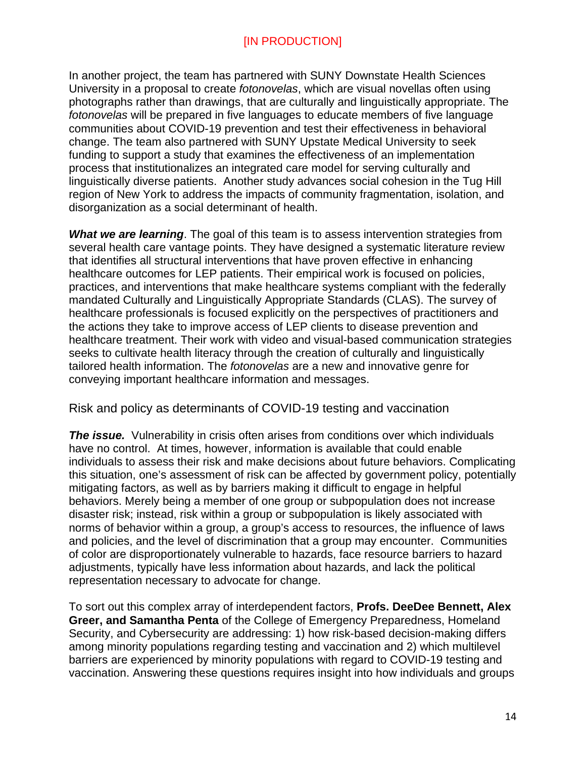[IN PRODUCTION]

In another project, the team has partnered with SUNY Downstate Health Sciences University in a proposal to create *fotonovelas*, which are visual novellas often using photographs rather than drawings, that are culturally and linguistically appropriate. The *fotonovelas* will be prepared in five languages to educate members of five language communities about COVID-19 prevention and test their effectiveness in behavioral change. The team also partnered with SUNY Upstate Medical University to seek funding to support a study that examines the effectiveness of an implementation process that institutionalizes an integrated care model for serving culturally and linguistically diverse patients. Another study advances social cohesion in the Tug Hill region of New York to address the impacts of community fragmentation, isolation, and disorganization as a social determinant of health.

***What we are learning***. The goal of this team is to assess intervention strategies from several health care vantage points. They have designed a systematic literature review that identifies all structural interventions that have proven effective in enhancing healthcare outcomes for LEP patients. Their empirical work is focused on policies, practices, and interventions that make healthcare systems compliant with the federally mandated Culturally and Linguistically Appropriate Standards (CLAS). The survey of healthcare professionals is focused explicitly on the perspectives of practitioners and the actions they take to improve access of LEP clients to disease prevention and healthcare treatment. Their work with video and visual-based communication strategies seeks to cultivate health literacy through the creation of culturally and linguistically tailored health information. The *fotonovelas* are a new and innovative genre for conveying important healthcare information and messages.

## Risk and policy as determinants of COVID-19 testing and vaccination

***The issue.*** Vulnerability in crisis often arises from conditions over which individuals have no control. At times, however, information is available that could enable individuals to assess their risk and make decisions about future behaviors. Complicating this situation, one's assessment of risk can be affected by government policy, potentially mitigating factors, as well as by barriers making it difficult to engage in helpful behaviors. Merely being a member of one group or subpopulation does not increase disaster risk; instead, risk within a group or subpopulation is likely associated with norms of behavior within a group, a group's access to resources, the influence of laws and policies, and the level of discrimination that a group may encounter. Communities of color are disproportionately vulnerable to hazards, face resource barriers to hazard adjustments, typically have less information about hazards, and lack the political representation necessary to advocate for change.

To sort out this complex array of interdependent factors, **Profs. DeeDee Bennett, Alex Greer, and Samantha Penta** of the College of Emergency Preparedness, Homeland Security, and Cybersecurity are addressing: 1) how risk-based decision-making differs among minority populations regarding testing and vaccination and 2) which multilevel barriers are experienced by minority populations with regard to COVID-19 testing and vaccination. Answering these questions requires insight into how individuals and groups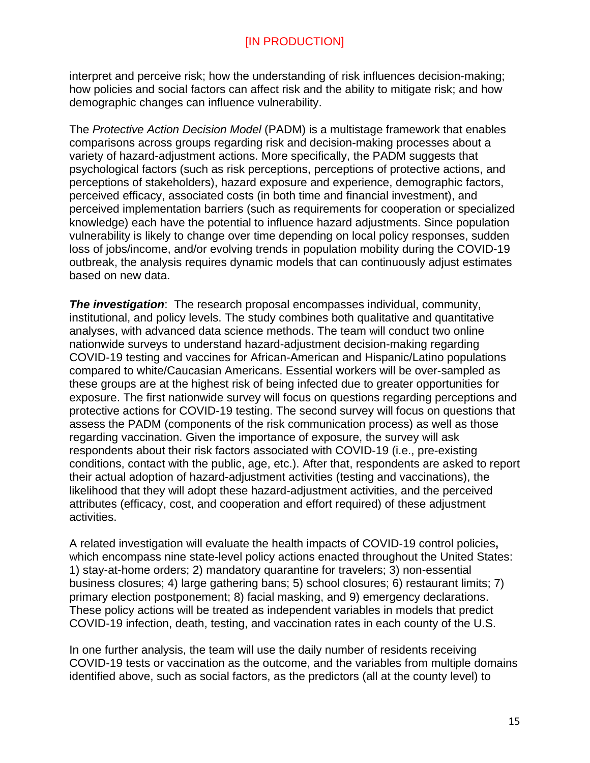interpret and perceive risk; how the understanding of risk influences decision-making; how policies and social factors can affect risk and the ability to mitigate risk; and how demographic changes can influence vulnerability.

The *Protective Action Decision Model* (PADM) is a multistage framework that enables comparisons across groups regarding risk and decision-making processes about a variety of hazard-adjustment actions. More specifically, the PADM suggests that psychological factors (such as risk perceptions, perceptions of protective actions, and perceptions of stakeholders), hazard exposure and experience, demographic factors, perceived efficacy, associated costs (in both time and financial investment), and perceived implementation barriers (such as requirements for cooperation or specialized knowledge) each have the potential to influence hazard adjustments. Since population vulnerability is likely to change over time depending on local policy responses, sudden loss of jobs/income, and/or evolving trends in population mobility during the COVID-19 outbreak, the analysis requires dynamic models that can continuously adjust estimates based on new data.

***The investigation***: The research proposal encompasses individual, community, institutional, and policy levels. The study combines both qualitative and quantitative analyses, with advanced data science methods. The team will conduct two online nationwide surveys to understand hazard-adjustment decision-making regarding COVID-19 testing and vaccines for African-American and Hispanic/Latino populations compared to white/Caucasian Americans. Essential workers will be over-sampled as these groups are at the highest risk of being infected due to greater opportunities for exposure. The first nationwide survey will focus on questions regarding perceptions and protective actions for COVID-19 testing. The second survey will focus on questions that assess the PADM (components of the risk communication process) as well as those regarding vaccination. Given the importance of exposure, the survey will ask respondents about their risk factors associated with COVID-19 (i.e., pre-existing conditions, contact with the public, age, etc.). After that, respondents are asked to report their actual adoption of hazard-adjustment activities (testing and vaccinations), the likelihood that they will adopt these hazard-adjustment activities, and the perceived attributes (efficacy, cost, and cooperation and effort required) of these adjustment activities.

A related investigation will evaluate the health impacts of COVID-19 control policies**,** which encompass nine state-level policy actions enacted throughout the United States: 1) stay-at-home orders; 2) mandatory quarantine for travelers; 3) non-essential business closures; 4) large gathering bans; 5) school closures; 6) restaurant limits; 7) primary election postponement; 8) facial masking, and 9) emergency declarations. These policy actions will be treated as independent variables in models that predict COVID-19 infection, death, testing, and vaccination rates in each county of the U.S.

In one further analysis, the team will use the daily number of residents receiving COVID-19 tests or vaccination as the outcome, and the variables from multiple domains identified above, such as social factors, as the predictors (all at the county level) to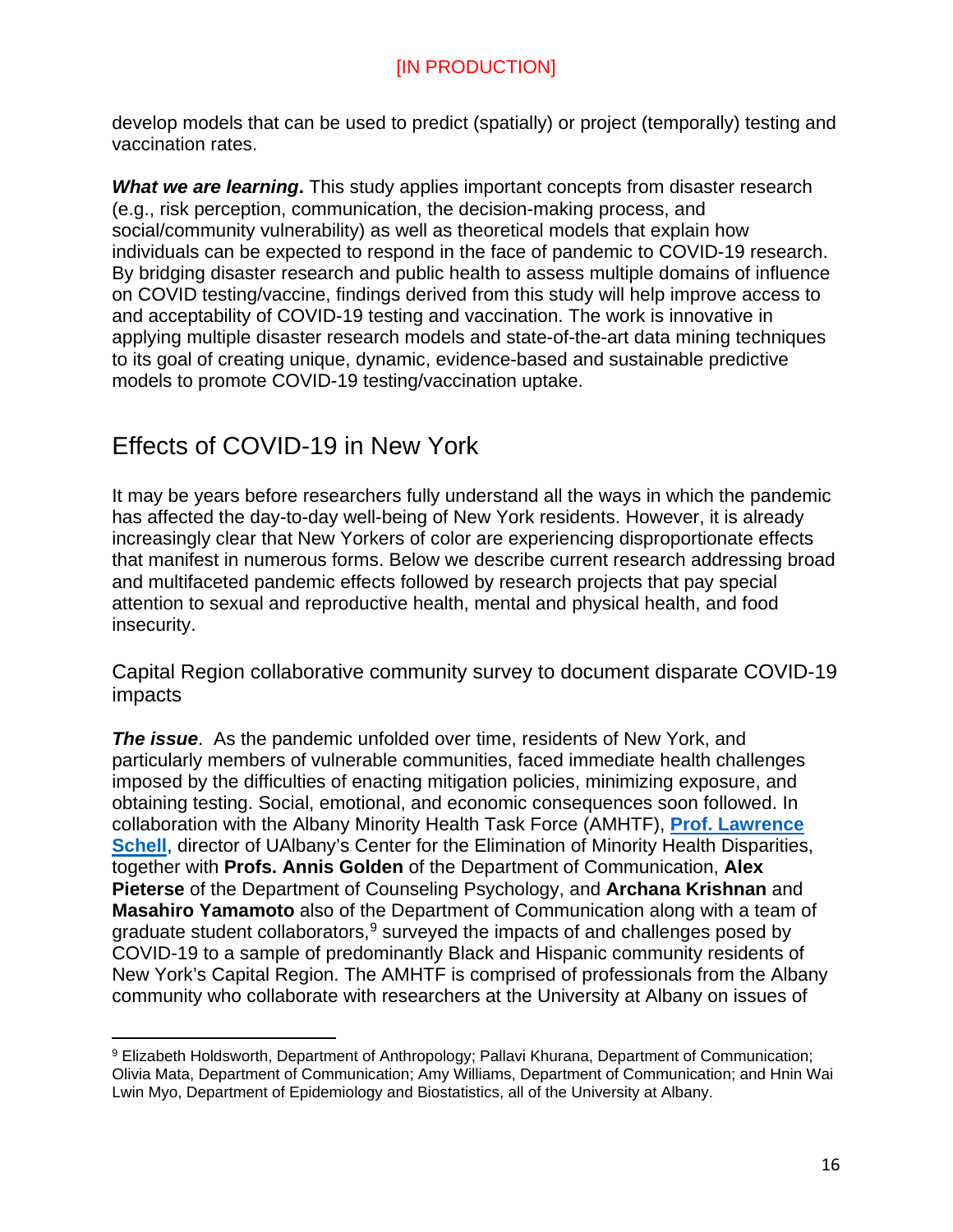develop models that can be used to predict (spatially) or project (temporally) testing and vaccination rates.

***What we are learning*.** This study applies important concepts from disaster research (e.g., risk perception, communication, the decision-making process, and social/community vulnerability) as well as theoretical models that explain how individuals can be expected to respond in the face of pandemic to COVID-19 research. By bridging disaster research and public health to assess multiple domains of influence on COVID testing/vaccine, findings derived from this study will help improve access to and acceptability of COVID-19 testing and vaccination. The work is innovative in applying multiple disaster research models and state-of-the-art data mining techniques to its goal of creating unique, dynamic, evidence-based and sustainable predictive models to promote COVID-19 testing/vaccination uptake.

## Effects of COVID-19 in New York

It may be years before researchers fully understand all the ways in which the pandemic has affected the day-to-day well-being of New York residents. However, it is already increasingly clear that New Yorkers of color are experiencing disproportionate effects that manifest in numerous forms. Below we describe current research addressing broad and multifaceted pandemic effects followed by research projects that pay special attention to sexual and reproductive health, mental and physical health, and food insecurity.

### Capital Region collaborative community survey to document disparate COVID-19 impacts

***The issue***. As the pandemic unfolded over time, residents of New York, and particularly members of vulnerable communities, faced immediate health challenges imposed by the difficulties of enacting mitigation policies, minimizing exposure, and obtaining testing. Social, emotional, and economic consequences soon followed. In collaboration with the Albany Minority Health Task Force (AMHTF), **Prof. Lawrence Schell**, director of UAlbany's Center for the Elimination of Minority Health Disparities, together with **Profs. Annis Golden** of the Department of Communication, **Alex Pieterse** of the Department of Counseling Psychology, and **Archana Krishnan** and **Masahiro Yamamoto** also of the Department of Communication along with a team of graduate student collaborators,[9] surveyed the impacts of and challenges posed by COVID-19 to a sample of predominantly Black and Hispanic community residents of New York's Capital Region. The AMHTF is comprised of professionals from the Albany community who collaborate with researchers at the University at Albany on issues of

[9] Elizabeth Holdsworth, Department of Anthropology; Pallavi Khurana, Department of Communication; Olivia Mata, Department of Communication; Amy Williams, Department of Communication; and Hnin Wai Lwin Myo, Department of Epidemiology and Biostatistics, all of the University at Albany.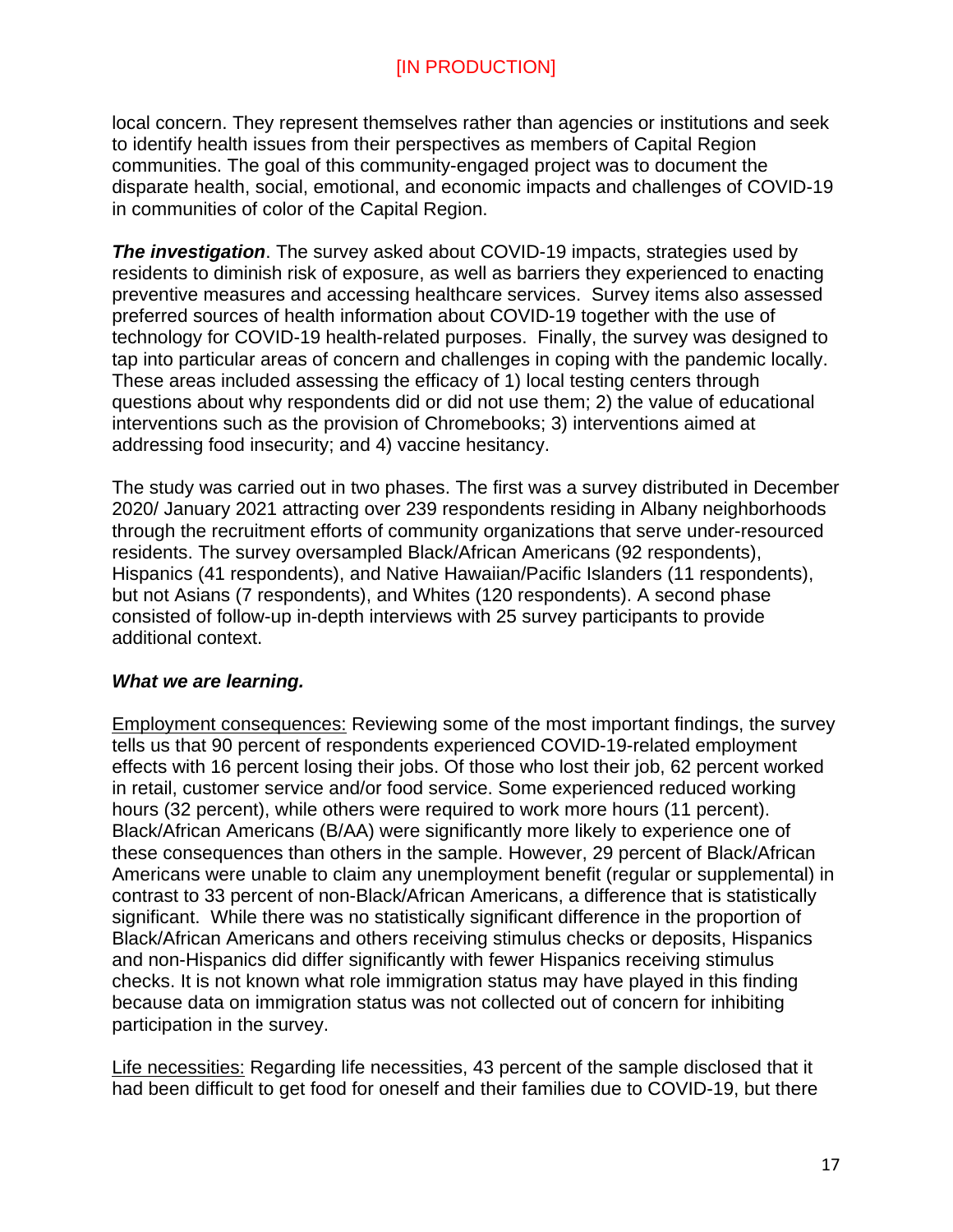local concern. They represent themselves rather than agencies or institutions and seek to identify health issues from their perspectives as members of Capital Region communities. The goal of this community-engaged project was to document the disparate health, social, emotional, and economic impacts and challenges of COVID-19 in communities of color of the Capital Region.

***The investigation***. The survey asked about COVID-19 impacts, strategies used by residents to diminish risk of exposure, as well as barriers they experienced to enacting preventive measures and accessing healthcare services. Survey items also assessed preferred sources of health information about COVID-19 together with the use of technology for COVID-19 health-related purposes. Finally, the survey was designed to tap into particular areas of concern and challenges in coping with the pandemic locally. These areas included assessing the efficacy of 1) local testing centers through questions about why respondents did or did not use them; 2) the value of educational interventions such as the provision of Chromebooks; 3) interventions aimed at addressing food insecurity; and 4) vaccine hesitancy.

The study was carried out in two phases. The first was a survey distributed in December 2020/ January 2021 attracting over 239 respondents residing in Albany neighborhoods through the recruitment efforts of community organizations that serve under-resourced residents. The survey oversampled Black/African Americans (92 respondents), Hispanics (41 respondents), and Native Hawaiian/Pacific Islanders (11 respondents), but not Asians (7 respondents), and Whites (120 respondents). A second phase consisted of follow-up in-depth interviews with 25 survey participants to provide additional context.

***What we are learning.***

<u>Employment consequences:</u> Reviewing some of the most important findings, the survey tells us that 90 percent of respondents experienced COVID-19-related employment effects with 16 percent losing their jobs. Of those who lost their job, 62 percent worked in retail, customer service and/or food service. Some experienced reduced working hours (32 percent), while others were required to work more hours (11 percent). Black/African Americans (B/AA) were significantly more likely to experience one of these consequences than others in the sample. However, 29 percent of Black/African Americans were unable to claim any unemployment benefit (regular or supplemental) in contrast to 33 percent of non-Black/African Americans, a difference that is statistically significant. While there was no statistically significant difference in the proportion of Black/African Americans and others receiving stimulus checks or deposits, Hispanics and non-Hispanics did differ significantly with fewer Hispanics receiving stimulus checks. It is not known what role immigration status may have played in this finding because data on immigration status was not collected out of concern for inhibiting participation in the survey.

<u>Life necessities:</u> Regarding life necessities, 43 percent of the sample disclosed that it had been difficult to get food for oneself and their families due to COVID-19, but there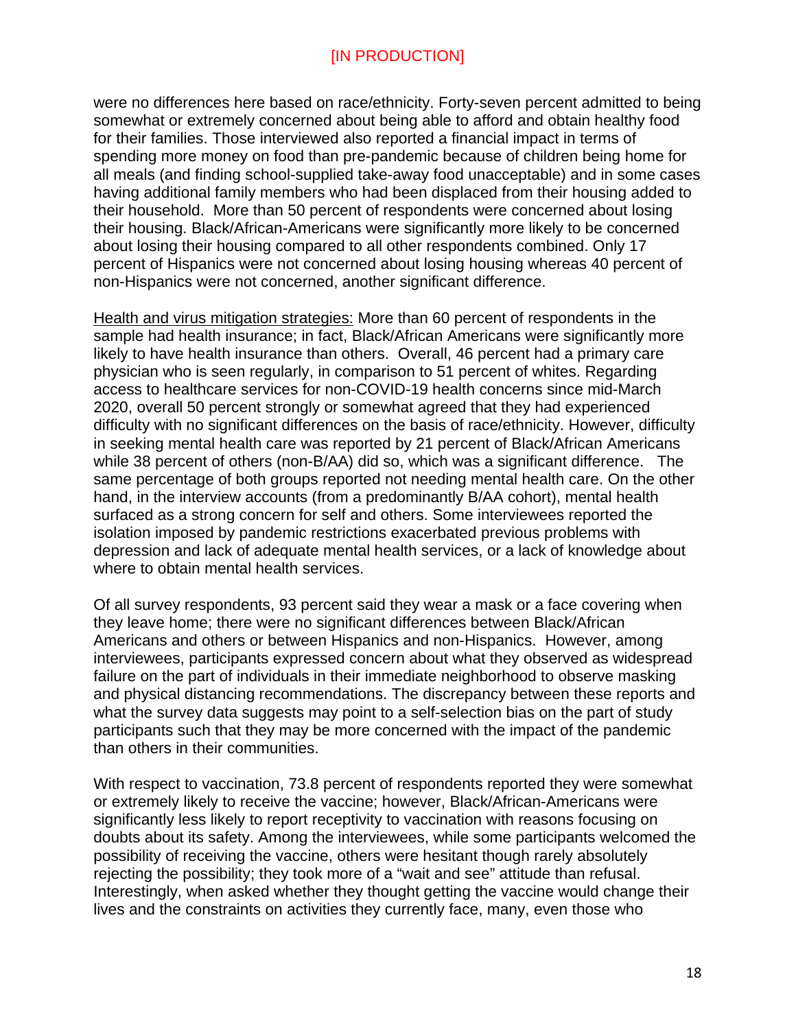were no differences here based on race/ethnicity. Forty-seven percent admitted to being somewhat or extremely concerned about being able to afford and obtain healthy food for their families. Those interviewed also reported a financial impact in terms of spending more money on food than pre-pandemic because of children being home for all meals (and finding school-supplied take-away food unacceptable) and in some cases having additional family members who had been displaced from their housing added to their household. More than 50 percent of respondents were concerned about losing their housing. Black/African-Americans were significantly more likely to be concerned about losing their housing compared to all other respondents combined. Only 17 percent of Hispanics were not concerned about losing housing whereas 40 percent of non-Hispanics were not concerned, another significant difference.

Health and virus mitigation strategies: More than 60 percent of respondents in the sample had health insurance; in fact, Black/African Americans were significantly more likely to have health insurance than others. Overall, 46 percent had a primary care physician who is seen regularly, in comparison to 51 percent of whites. Regarding access to healthcare services for non-COVID-19 health concerns since mid-March 2020, overall 50 percent strongly or somewhat agreed that they had experienced difficulty with no significant differences on the basis of race/ethnicity. However, difficulty in seeking mental health care was reported by 21 percent of Black/African Americans while 38 percent of others (non-B/AA) did so, which was a significant difference. The same percentage of both groups reported not needing mental health care. On the other hand, in the interview accounts (from a predominantly B/AA cohort), mental health surfaced as a strong concern for self and others. Some interviewees reported the isolation imposed by pandemic restrictions exacerbated previous problems with depression and lack of adequate mental health services, or a lack of knowledge about where to obtain mental health services.

Of all survey respondents, 93 percent said they wear a mask or a face covering when they leave home; there were no significant differences between Black/African Americans and others or between Hispanics and non-Hispanics. However, among interviewees, participants expressed concern about what they observed as widespread failure on the part of individuals in their immediate neighborhood to observe masking and physical distancing recommendations. The discrepancy between these reports and what the survey data suggests may point to a self-selection bias on the part of study participants such that they may be more concerned with the impact of the pandemic than others in their communities.

With respect to vaccination, 73.8 percent of respondents reported they were somewhat or extremely likely to receive the vaccine; however, Black/African-Americans were significantly less likely to report receptivity to vaccination with reasons focusing on doubts about its safety. Among the interviewees, while some participants welcomed the possibility of receiving the vaccine, others were hesitant though rarely absolutely rejecting the possibility; they took more of a "wait and see" attitude than refusal. Interestingly, when asked whether they thought getting the vaccine would change their lives and the constraints on activities they currently face, many, even those who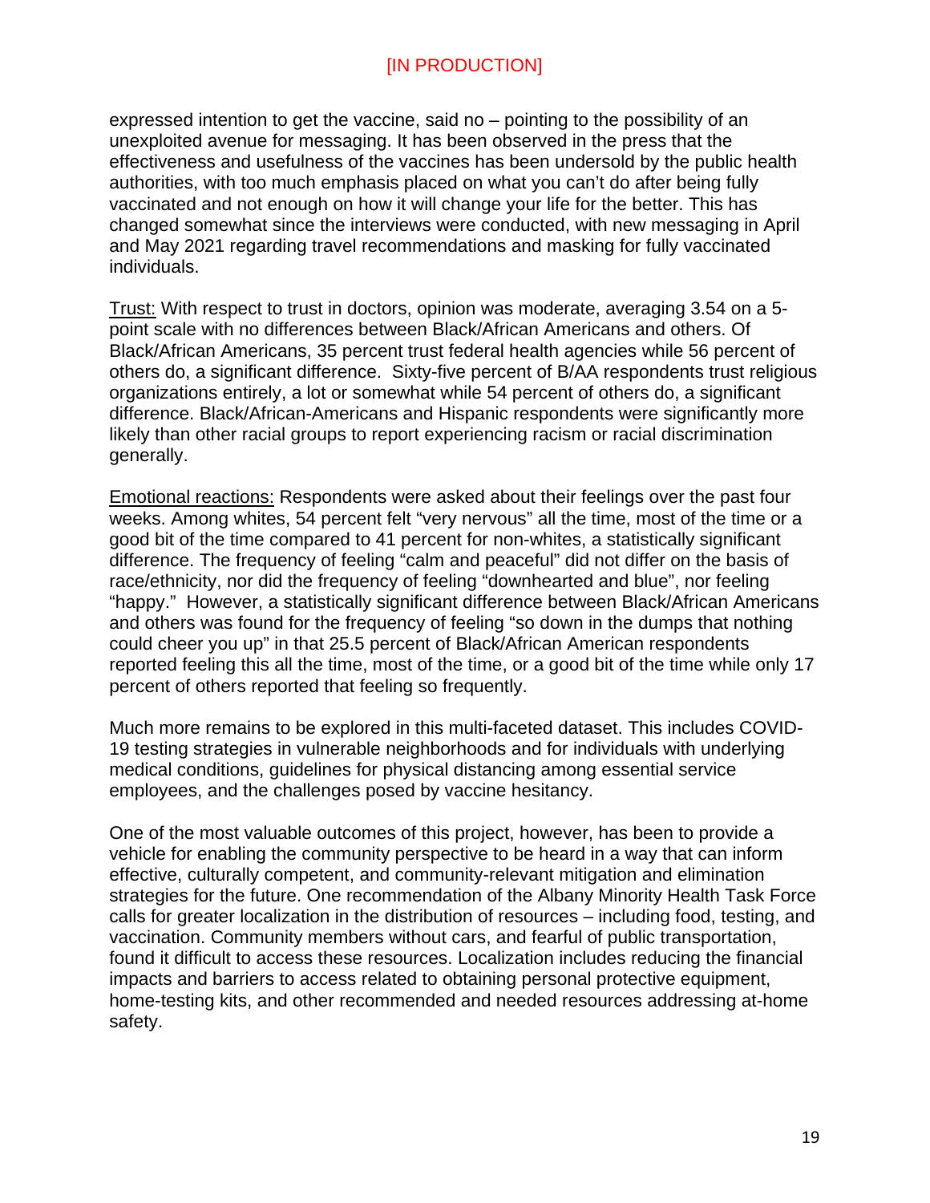expressed intention to get the vaccine, said no – pointing to the possibility of an unexploited avenue for messaging. It has been observed in the press that the effectiveness and usefulness of the vaccines has been undersold by the public health authorities, with too much emphasis placed on what you can't do after being fully vaccinated and not enough on how it will change your life for the better. This has changed somewhat since the interviews were conducted, with new messaging in April and May 2021 regarding travel recommendations and masking for fully vaccinated individuals.

<u>Trust:</u> With respect to trust in doctors, opinion was moderate, averaging 3.54 on a 5-point scale with no differences between Black/African Americans and others. Of Black/African Americans, 35 percent trust federal health agencies while 56 percent of others do, a significant difference. Sixty-five percent of B/AA respondents trust religious organizations entirely, a lot or somewhat while 54 percent of others do, a significant difference. Black/African-Americans and Hispanic respondents were significantly more likely than other racial groups to report experiencing racism or racial discrimination generally.

<u>Emotional reactions:</u> Respondents were asked about their feelings over the past four weeks. Among whites, 54 percent felt "very nervous" all the time, most of the time or a good bit of the time compared to 41 percent for non-whites, a statistically significant difference. The frequency of feeling "calm and peaceful" did not differ on the basis of race/ethnicity, nor did the frequency of feeling "downhearted and blue", nor feeling "happy." However, a statistically significant difference between Black/African Americans and others was found for the frequency of feeling "so down in the dumps that nothing could cheer you up" in that 25.5 percent of Black/African American respondents reported feeling this all the time, most of the time, or a good bit of the time while only 17 percent of others reported that feeling so frequently.

Much more remains to be explored in this multi-faceted dataset. This includes COVID-19 testing strategies in vulnerable neighborhoods and for individuals with underlying medical conditions, guidelines for physical distancing among essential service employees, and the challenges posed by vaccine hesitancy.

One of the most valuable outcomes of this project, however, has been to provide a vehicle for enabling the community perspective to be heard in a way that can inform effective, culturally competent, and community-relevant mitigation and elimination strategies for the future. One recommendation of the Albany Minority Health Task Force calls for greater localization in the distribution of resources – including food, testing, and vaccination. Community members without cars, and fearful of public transportation, found it difficult to access these resources. Localization includes reducing the financial impacts and barriers to access related to obtaining personal protective equipment, home-testing kits, and other recommended and needed resources addressing at-home safety.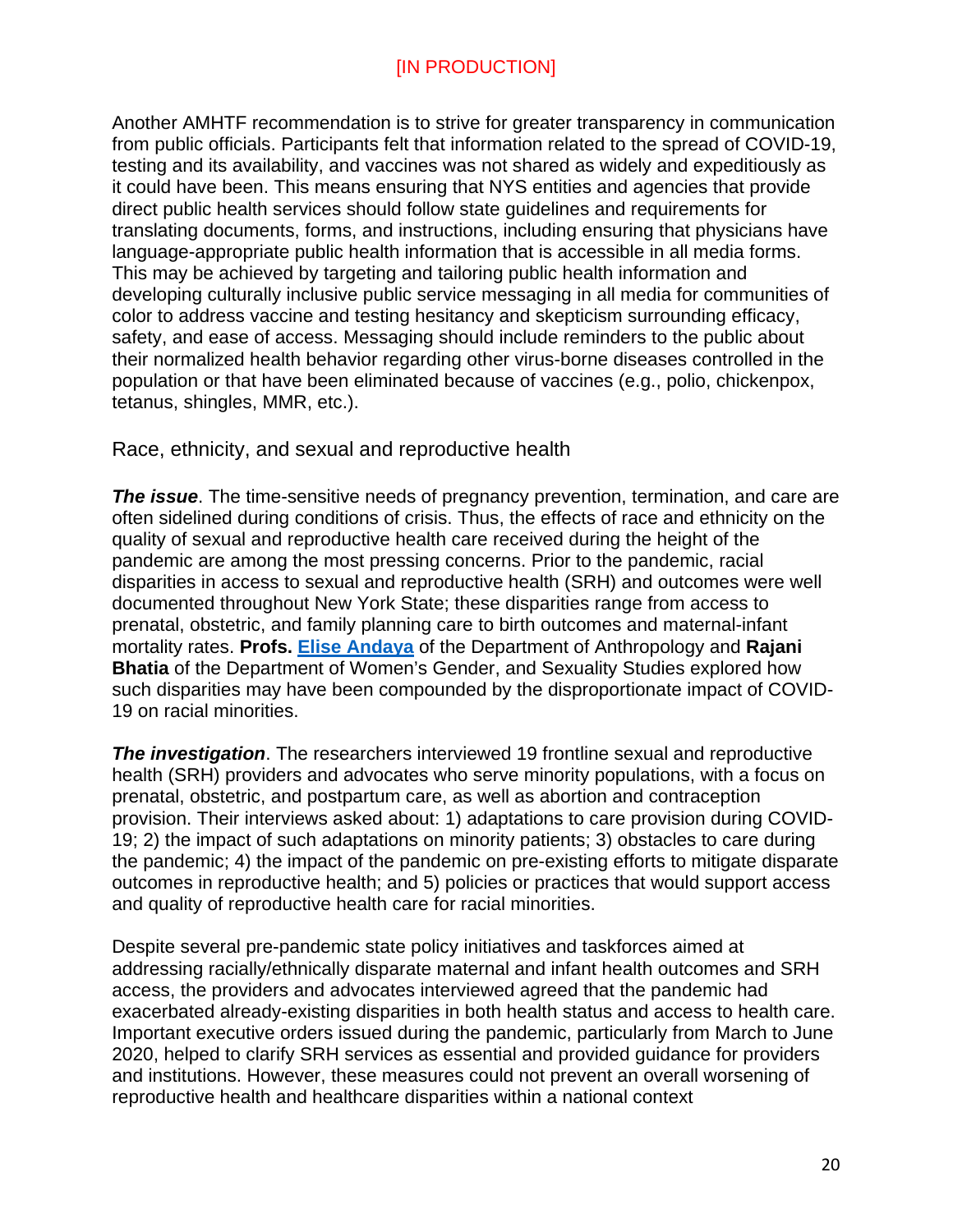[IN PRODUCTION]

Another AMHTF recommendation is to strive for greater transparency in communication from public officials. Participants felt that information related to the spread of COVID-19, testing and its availability, and vaccines was not shared as widely and expeditiously as it could have been. This means ensuring that NYS entities and agencies that provide direct public health services should follow state guidelines and requirements for translating documents, forms, and instructions, including ensuring that physicians have language-appropriate public health information that is accessible in all media forms. This may be achieved by targeting and tailoring public health information and developing culturally inclusive public service messaging in all media for communities of color to address vaccine and testing hesitancy and skepticism surrounding efficacy, safety, and ease of access. Messaging should include reminders to the public about their normalized health behavior regarding other virus-borne diseases controlled in the population or that have been eliminated because of vaccines (e.g., polio, chickenpox, tetanus, shingles, MMR, etc.).

## Race, ethnicity, and sexual and reproductive health

***The issue***. The time-sensitive needs of pregnancy prevention, termination, and care are often sidelined during conditions of crisis. Thus, the effects of race and ethnicity on the quality of sexual and reproductive health care received during the height of the pandemic are among the most pressing concerns. Prior to the pandemic, racial disparities in access to sexual and reproductive health (SRH) and outcomes were well documented throughout New York State; these disparities range from access to prenatal, obstetric, and family planning care to birth outcomes and maternal-infant mortality rates. **Profs. Elise Andaya** of the Department of Anthropology and **Rajani Bhatia** of the Department of Women's Gender, and Sexuality Studies explored how such disparities may have been compounded by the disproportionate impact of COVID-19 on racial minorities.

***The investigation***. The researchers interviewed 19 frontline sexual and reproductive health (SRH) providers and advocates who serve minority populations, with a focus on prenatal, obstetric, and postpartum care, as well as abortion and contraception provision. Their interviews asked about: 1) adaptations to care provision during COVID-19; 2) the impact of such adaptations on minority patients; 3) obstacles to care during the pandemic; 4) the impact of the pandemic on pre-existing efforts to mitigate disparate outcomes in reproductive health; and 5) policies or practices that would support access and quality of reproductive health care for racial minorities.

Despite several pre-pandemic state policy initiatives and taskforces aimed at addressing racially/ethnically disparate maternal and infant health outcomes and SRH access, the providers and advocates interviewed agreed that the pandemic had exacerbated already-existing disparities in both health status and access to health care. Important executive orders issued during the pandemic, particularly from March to June 2020, helped to clarify SRH services as essential and provided guidance for providers and institutions. However, these measures could not prevent an overall worsening of reproductive health and healthcare disparities within a national context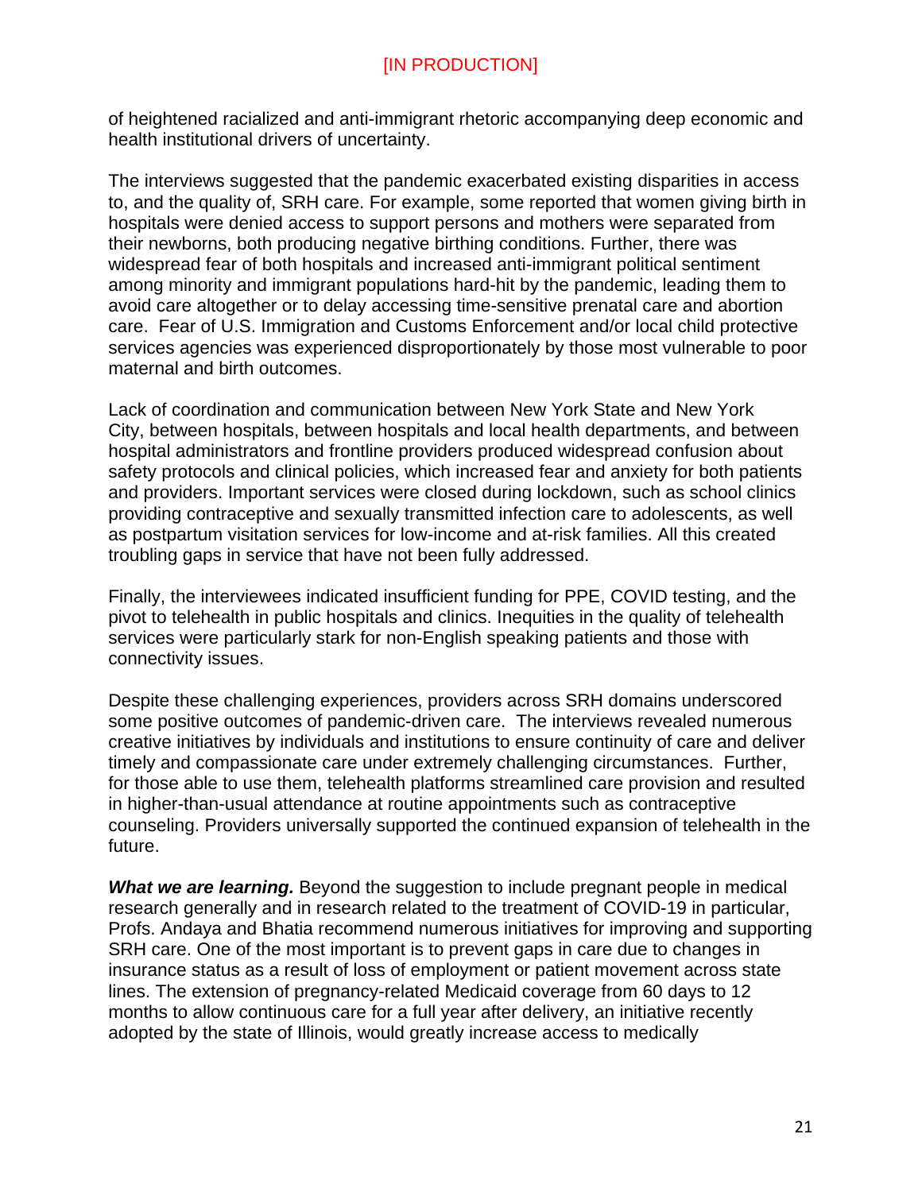of heightened racialized and anti-immigrant rhetoric accompanying deep economic and health institutional drivers of uncertainty.

The interviews suggested that the pandemic exacerbated existing disparities in access to, and the quality of, SRH care. For example, some reported that women giving birth in hospitals were denied access to support persons and mothers were separated from their newborns, both producing negative birthing conditions. Further, there was widespread fear of both hospitals and increased anti-immigrant political sentiment among minority and immigrant populations hard-hit by the pandemic, leading them to avoid care altogether or to delay accessing time-sensitive prenatal care and abortion care. Fear of U.S. Immigration and Customs Enforcement and/or local child protective services agencies was experienced disproportionately by those most vulnerable to poor maternal and birth outcomes.

Lack of coordination and communication between New York State and New York City, between hospitals, between hospitals and local health departments, and between hospital administrators and frontline providers produced widespread confusion about safety protocols and clinical policies, which increased fear and anxiety for both patients and providers. Important services were closed during lockdown, such as school clinics providing contraceptive and sexually transmitted infection care to adolescents, as well as postpartum visitation services for low-income and at-risk families. All this created troubling gaps in service that have not been fully addressed.

Finally, the interviewees indicated insufficient funding for PPE, COVID testing, and the pivot to telehealth in public hospitals and clinics. Inequities in the quality of telehealth services were particularly stark for non-English speaking patients and those with connectivity issues.

Despite these challenging experiences, providers across SRH domains underscored some positive outcomes of pandemic-driven care. The interviews revealed numerous creative initiatives by individuals and institutions to ensure continuity of care and deliver timely and compassionate care under extremely challenging circumstances. Further, for those able to use them, telehealth platforms streamlined care provision and resulted in higher-than-usual attendance at routine appointments such as contraceptive counseling. Providers universally supported the continued expansion of telehealth in the future.

***What we are learning.*** Beyond the suggestion to include pregnant people in medical research generally and in research related to the treatment of COVID-19 in particular, Profs. Andaya and Bhatia recommend numerous initiatives for improving and supporting SRH care. One of the most important is to prevent gaps in care due to changes in insurance status as a result of loss of employment or patient movement across state lines. The extension of pregnancy-related Medicaid coverage from 60 days to 12 months to allow continuous care for a full year after delivery, an initiative recently adopted by the state of Illinois, would greatly increase access to medically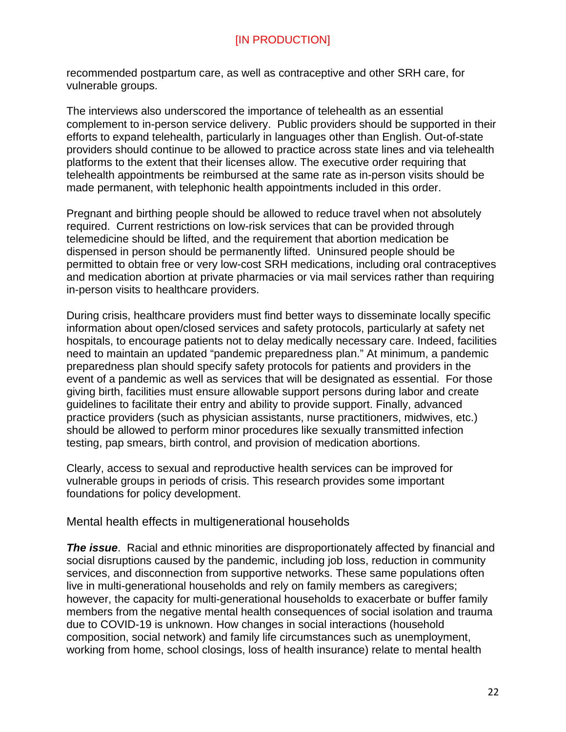recommended postpartum care, as well as contraceptive and other SRH care, for vulnerable groups.

The interviews also underscored the importance of telehealth as an essential complement to in-person service delivery. Public providers should be supported in their efforts to expand telehealth, particularly in languages other than English. Out-of-state providers should continue to be allowed to practice across state lines and via telehealth platforms to the extent that their licenses allow. The executive order requiring that telehealth appointments be reimbursed at the same rate as in-person visits should be made permanent, with telephonic health appointments included in this order.

Pregnant and birthing people should be allowed to reduce travel when not absolutely required. Current restrictions on low-risk services that can be provided through telemedicine should be lifted, and the requirement that abortion medication be dispensed in person should be permanently lifted. Uninsured people should be permitted to obtain free or very low-cost SRH medications, including oral contraceptives and medication abortion at private pharmacies or via mail services rather than requiring in-person visits to healthcare providers.

During crisis, healthcare providers must find better ways to disseminate locally specific information about open/closed services and safety protocols, particularly at safety net hospitals, to encourage patients not to delay medically necessary care. Indeed, facilities need to maintain an updated "pandemic preparedness plan." At minimum, a pandemic preparedness plan should specify safety protocols for patients and providers in the event of a pandemic as well as services that will be designated as essential. For those giving birth, facilities must ensure allowable support persons during labor and create guidelines to facilitate their entry and ability to provide support. Finally, advanced practice providers (such as physician assistants, nurse practitioners, midwives, etc.) should be allowed to perform minor procedures like sexually transmitted infection testing, pap smears, birth control, and provision of medication abortions.

Clearly, access to sexual and reproductive health services can be improved for vulnerable groups in periods of crisis. This research provides some important foundations for policy development.

## Mental health effects in multigenerational households

***The issue***. Racial and ethnic minorities are disproportionately affected by financial and social disruptions caused by the pandemic, including job loss, reduction in community services, and disconnection from supportive networks. These same populations often live in multi-generational households and rely on family members as caregivers; however, the capacity for multi-generational households to exacerbate or buffer family members from the negative mental health consequences of social isolation and trauma due to COVID-19 is unknown. How changes in social interactions (household composition, social network) and family life circumstances such as unemployment, working from home, school closings, loss of health insurance) relate to mental health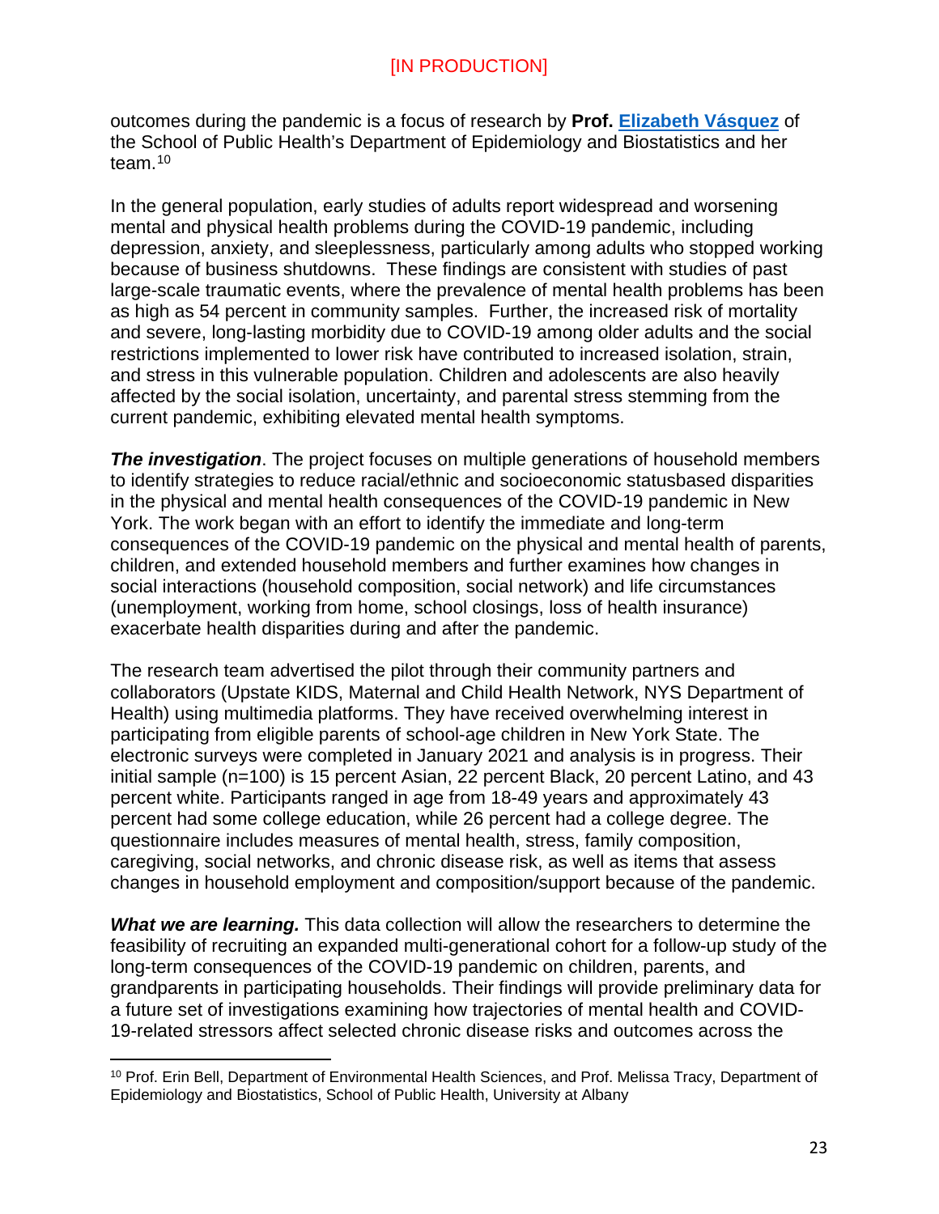outcomes during the pandemic is a focus of research by **Prof. [Elizabeth Vásquez](#)** of the School of Public Health's Department of Epidemiology and Biostatistics and her team.[10]

In the general population, early studies of adults report widespread and worsening mental and physical health problems during the COVID-19 pandemic, including depression, anxiety, and sleeplessness, particularly among adults who stopped working because of business shutdowns. These findings are consistent with studies of past large-scale traumatic events, where the prevalence of mental health problems has been as high as 54 percent in community samples. Further, the increased risk of mortality and severe, long-lasting morbidity due to COVID-19 among older adults and the social restrictions implemented to lower risk have contributed to increased isolation, strain, and stress in this vulnerable population. Children and adolescents are also heavily affected by the social isolation, uncertainty, and parental stress stemming from the current pandemic, exhibiting elevated mental health symptoms.

***The investigation***. The project focuses on multiple generations of household members to identify strategies to reduce racial/ethnic and socioeconomic statusbased disparities in the physical and mental health consequences of the COVID-19 pandemic in New York. The work began with an effort to identify the immediate and long-term consequences of the COVID-19 pandemic on the physical and mental health of parents, children, and extended household members and further examines how changes in social interactions (household composition, social network) and life circumstances (unemployment, working from home, school closings, loss of health insurance) exacerbate health disparities during and after the pandemic.

The research team advertised the pilot through their community partners and collaborators (Upstate KIDS, Maternal and Child Health Network, NYS Department of Health) using multimedia platforms. They have received overwhelming interest in participating from eligible parents of school-age children in New York State. The electronic surveys were completed in January 2021 and analysis is in progress. Their initial sample (n=100) is 15 percent Asian, 22 percent Black, 20 percent Latino, and 43 percent white. Participants ranged in age from 18-49 years and approximately 43 percent had some college education, while 26 percent had a college degree. The questionnaire includes measures of mental health, stress, family composition, caregiving, social networks, and chronic disease risk, as well as items that assess changes in household employment and composition/support because of the pandemic.

***What we are learning.*** This data collection will allow the researchers to determine the feasibility of recruiting an expanded multi-generational cohort for a follow-up study of the long-term consequences of the COVID-19 pandemic on children, parents, and grandparents in participating households. Their findings will provide preliminary data for a future set of investigations examining how trajectories of mental health and COVID-19-related stressors affect selected chronic disease risks and outcomes across the

---

[10] Prof. Erin Bell, Department of Environmental Health Sciences, and Prof. Melissa Tracy, Department of Epidemiology and Biostatistics, School of Public Health, University at Albany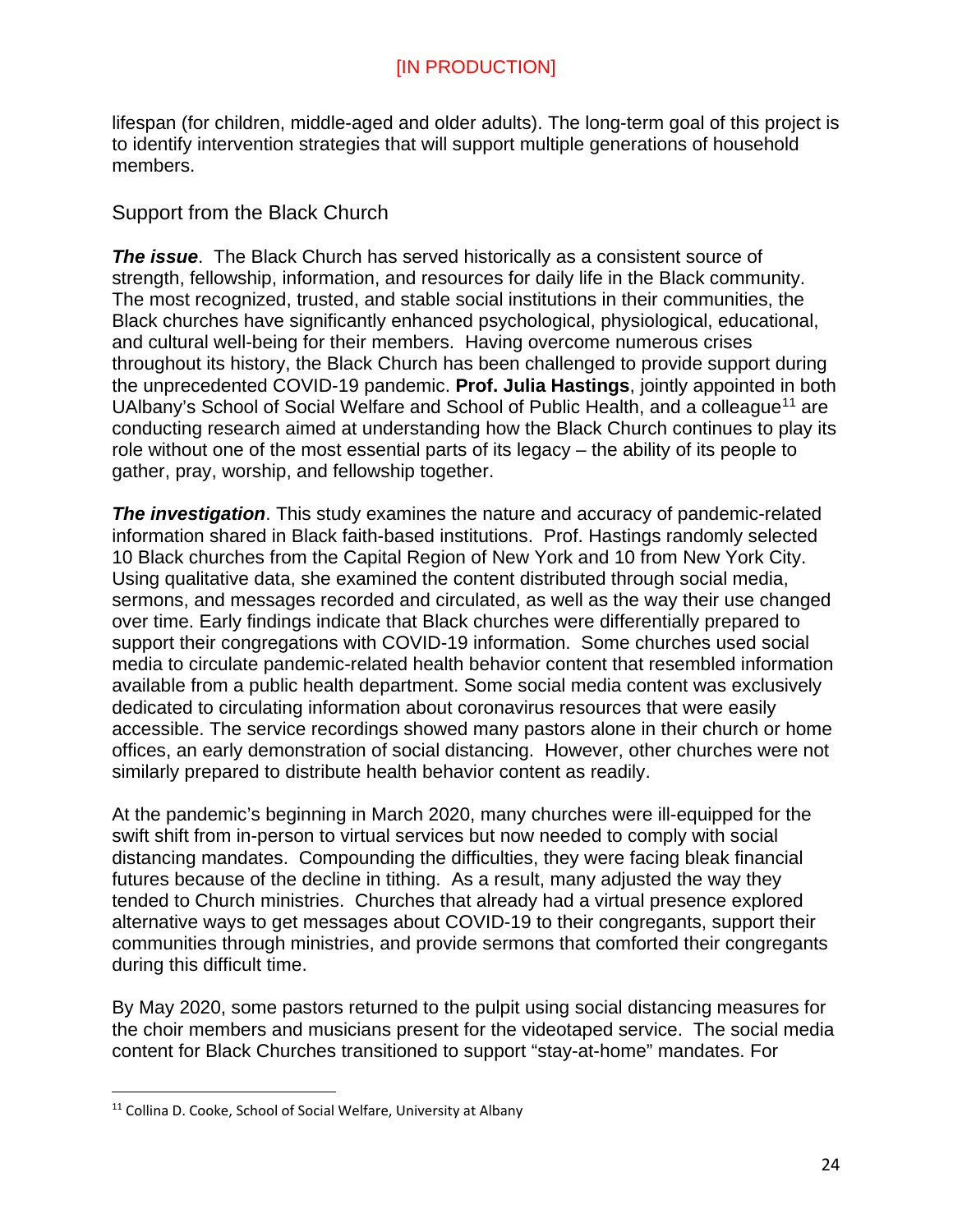lifespan (for children, middle-aged and older adults). The long-term goal of this project is to identify intervention strategies that will support multiple generations of household members.

## Support from the Black Church

***The issue***. The Black Church has served historically as a consistent source of strength, fellowship, information, and resources for daily life in the Black community. The most recognized, trusted, and stable social institutions in their communities, the Black churches have significantly enhanced psychological, physiological, educational, and cultural well-being for their members. Having overcome numerous crises throughout its history, the Black Church has been challenged to provide support during the unprecedented COVID-19 pandemic. **Prof. Julia Hastings**, jointly appointed in both UAlbany's School of Social Welfare and School of Public Health, and a colleague[11] are conducting research aimed at understanding how the Black Church continues to play its role without one of the most essential parts of its legacy – the ability of its people to gather, pray, worship, and fellowship together.

***The investigation***. This study examines the nature and accuracy of pandemic-related information shared in Black faith-based institutions. Prof. Hastings randomly selected 10 Black churches from the Capital Region of New York and 10 from New York City. Using qualitative data, she examined the content distributed through social media, sermons, and messages recorded and circulated, as well as the way their use changed over time. Early findings indicate that Black churches were differentially prepared to support their congregations with COVID-19 information. Some churches used social media to circulate pandemic-related health behavior content that resembled information available from a public health department. Some social media content was exclusively dedicated to circulating information about coronavirus resources that were easily accessible. The service recordings showed many pastors alone in their church or home offices, an early demonstration of social distancing. However, other churches were not similarly prepared to distribute health behavior content as readily.

At the pandemic's beginning in March 2020, many churches were ill-equipped for the swift shift from in-person to virtual services but now needed to comply with social distancing mandates. Compounding the difficulties, they were facing bleak financial futures because of the decline in tithing. As a result, many adjusted the way they tended to Church ministries. Churches that already had a virtual presence explored alternative ways to get messages about COVID-19 to their congregants, support their communities through ministries, and provide sermons that comforted their congregants during this difficult time.

By May 2020, some pastors returned to the pulpit using social distancing measures for the choir members and musicians present for the videotaped service. The social media content for Black Churches transitioned to support "stay-at-home" mandates. For

---

[11] Collina D. Cooke, School of Social Welfare, University at Albany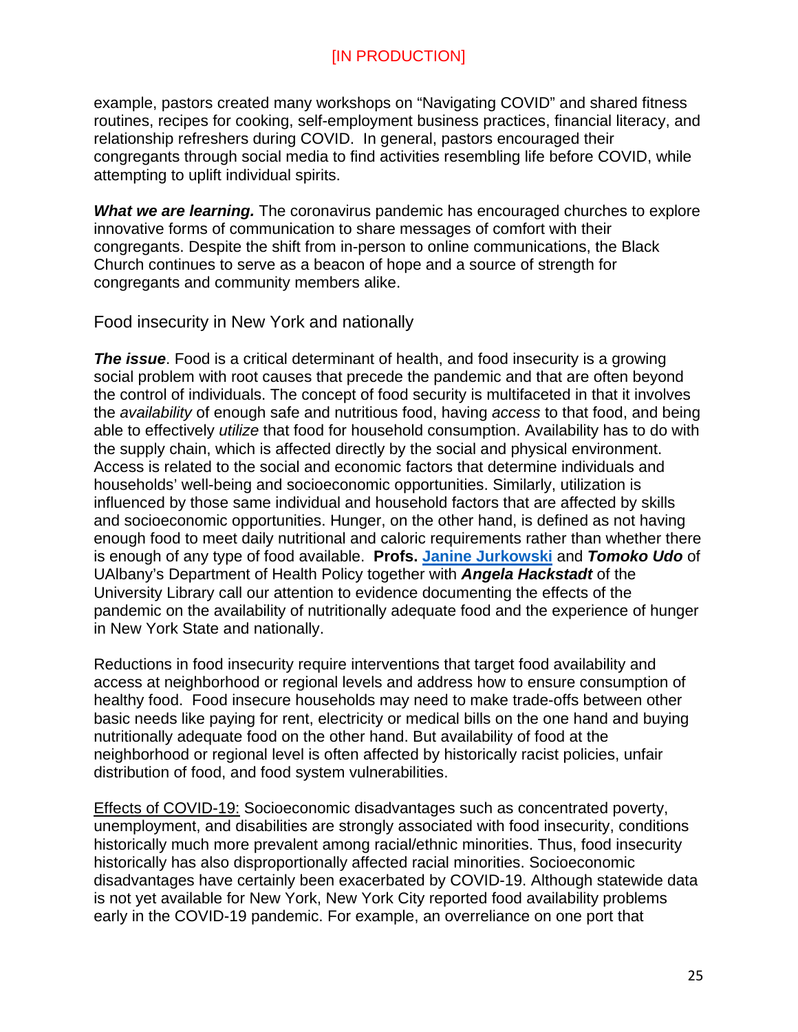example, pastors created many workshops on "Navigating COVID" and shared fitness routines, recipes for cooking, self-employment business practices, financial literacy, and relationship refreshers during COVID. In general, pastors encouraged their congregants through social media to find activities resembling life before COVID, while attempting to uplift individual spirits.

***What we are learning.*** The coronavirus pandemic has encouraged churches to explore innovative forms of communication to share messages of comfort with their congregants. Despite the shift from in-person to online communications, the Black Church continues to serve as a beacon of hope and a source of strength for congregants and community members alike.

## Food insecurity in New York and nationally

***The issue***. Food is a critical determinant of health, and food insecurity is a growing social problem with root causes that precede the pandemic and that are often beyond the control of individuals. The concept of food security is multifaceted in that it involves the *availability* of enough safe and nutritious food, having *access* to that food, and being able to effectively *utilize* that food for household consumption. Availability has to do with the supply chain, which is affected directly by the social and physical environment. Access is related to the social and economic factors that determine individuals and households' well-being and socioeconomic opportunities. Similarly, utilization is influenced by those same individual and household factors that are affected by skills and socioeconomic opportunities. Hunger, on the other hand, is defined as not having enough food to meet daily nutritional and caloric requirements rather than whether there is enough of any type of food available. **Profs. Janine Jurkowski** and ***Tomoko Udo*** of UAlbany's Department of Health Policy together with ***Angela Hackstadt*** of the University Library call our attention to evidence documenting the effects of the pandemic on the availability of nutritionally adequate food and the experience of hunger in New York State and nationally.

Reductions in food insecurity require interventions that target food availability and access at neighborhood or regional levels and address how to ensure consumption of healthy food. Food insecure households may need to make trade-offs between other basic needs like paying for rent, electricity or medical bills on the one hand and buying nutritionally adequate food on the other hand. But availability of food at the neighborhood or regional level is often affected by historically racist policies, unfair distribution of food, and food system vulnerabilities.

<u>Effects of COVID-19:</u> Socioeconomic disadvantages such as concentrated poverty, unemployment, and disabilities are strongly associated with food insecurity, conditions historically much more prevalent among racial/ethnic minorities. Thus, food insecurity historically has also disproportionally affected racial minorities. Socioeconomic disadvantages have certainly been exacerbated by COVID-19. Although statewide data is not yet available for New York, New York City reported food availability problems early in the COVID-19 pandemic. For example, an overreliance on one port that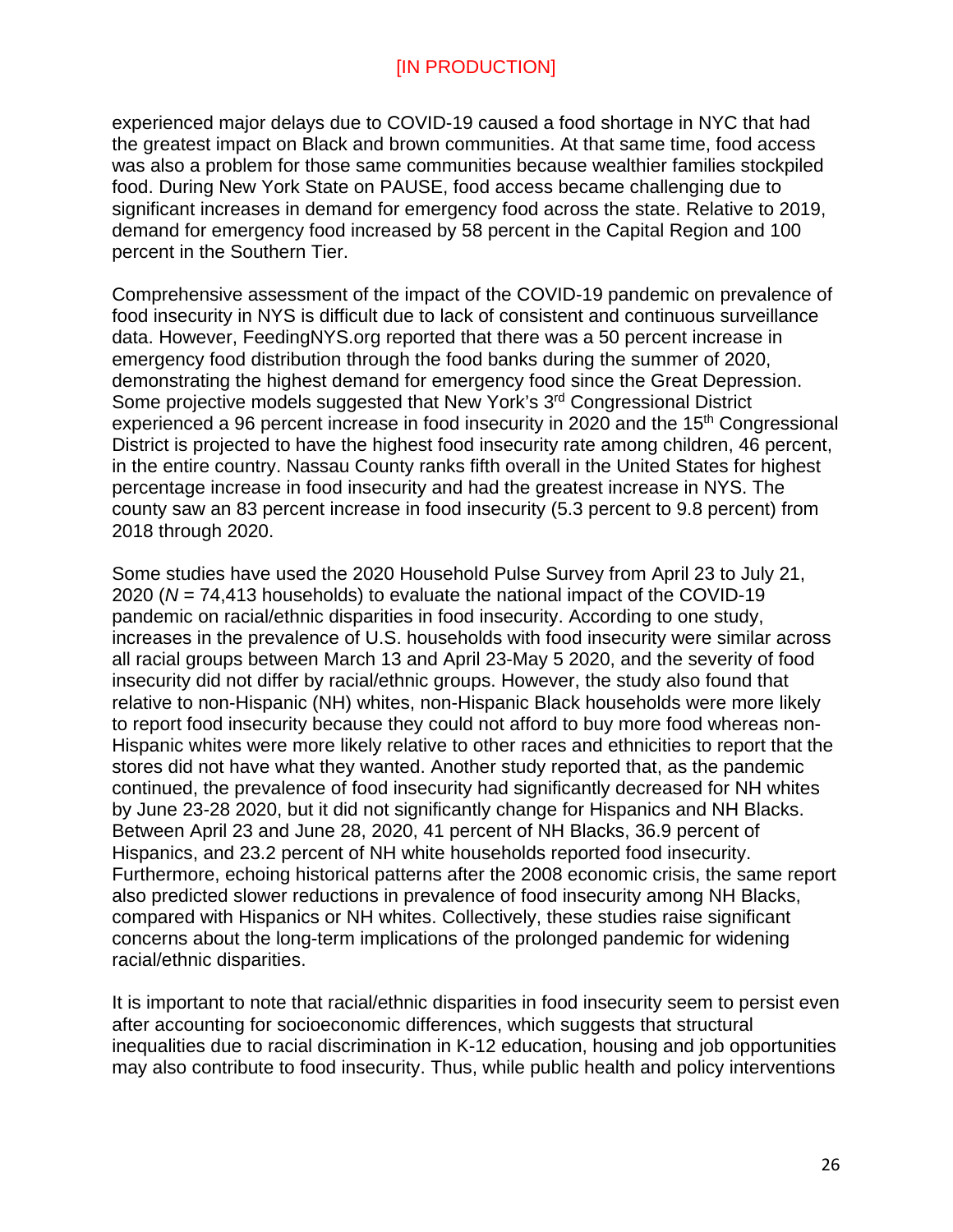experienced major delays due to COVID-19 caused a food shortage in NYC that had the greatest impact on Black and brown communities. At that same time, food access was also a problem for those same communities because wealthier families stockpiled food. During New York State on PAUSE, food access became challenging due to significant increases in demand for emergency food across the state. Relative to 2019, demand for emergency food increased by 58 percent in the Capital Region and 100 percent in the Southern Tier.

Comprehensive assessment of the impact of the COVID-19 pandemic on prevalence of food insecurity in NYS is difficult due to lack of consistent and continuous surveillance data. However, FeedingNYS.org reported that there was a 50 percent increase in emergency food distribution through the food banks during the summer of 2020, demonstrating the highest demand for emergency food since the Great Depression. Some projective models suggested that New York's 3rd Congressional District experienced a 96 percent increase in food insecurity in 2020 and the 15th Congressional District is projected to have the highest food insecurity rate among children, 46 percent, in the entire country. Nassau County ranks fifth overall in the United States for highest percentage increase in food insecurity and had the greatest increase in NYS. The county saw an 83 percent increase in food insecurity (5.3 percent to 9.8 percent) from 2018 through 2020.

Some studies have used the 2020 Household Pulse Survey from April 23 to July 21, 2020 ($N$ = 74,413 households) to evaluate the national impact of the COVID-19 pandemic on racial/ethnic disparities in food insecurity. According to one study, increases in the prevalence of U.S. households with food insecurity were similar across all racial groups between March 13 and April 23-May 5 2020, and the severity of food insecurity did not differ by racial/ethnic groups. However, the study also found that relative to non-Hispanic (NH) whites, non-Hispanic Black households were more likely to report food insecurity because they could not afford to buy more food whereas non-Hispanic whites were more likely relative to other races and ethnicities to report that the stores did not have what they wanted. Another study reported that, as the pandemic continued, the prevalence of food insecurity had significantly decreased for NH whites by June 23-28 2020, but it did not significantly change for Hispanics and NH Blacks. Between April 23 and June 28, 2020, 41 percent of NH Blacks, 36.9 percent of Hispanics, and 23.2 percent of NH white households reported food insecurity. Furthermore, echoing historical patterns after the 2008 economic crisis, the same report also predicted slower reductions in prevalence of food insecurity among NH Blacks, compared with Hispanics or NH whites. Collectively, these studies raise significant concerns about the long-term implications of the prolonged pandemic for widening racial/ethnic disparities.

It is important to note that racial/ethnic disparities in food insecurity seem to persist even after accounting for socioeconomic differences, which suggests that structural inequalities due to racial discrimination in K-12 education, housing and job opportunities may also contribute to food insecurity. Thus, while public health and policy interventions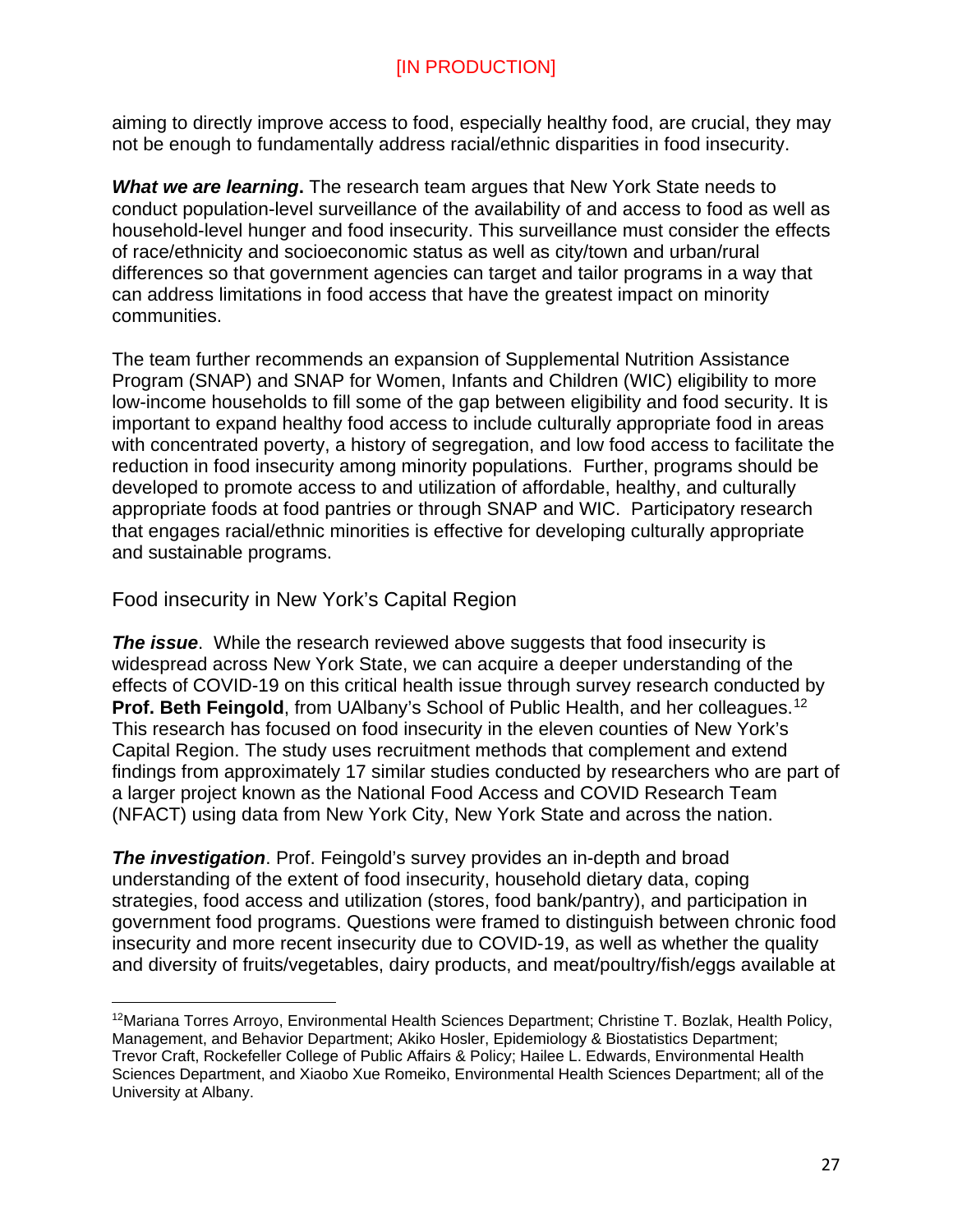aiming to directly improve access to food, especially healthy food, are crucial, they may not be enough to fundamentally address racial/ethnic disparities in food insecurity.

***What we are learning*.** The research team argues that New York State needs to conduct population-level surveillance of the availability of and access to food as well as household-level hunger and food insecurity. This surveillance must consider the effects of race/ethnicity and socioeconomic status as well as city/town and urban/rural differences so that government agencies can target and tailor programs in a way that can address limitations in food access that have the greatest impact on minority communities.

The team further recommends an expansion of Supplemental Nutrition Assistance Program (SNAP) and SNAP for Women, Infants and Children (WIC) eligibility to more low-income households to fill some of the gap between eligibility and food security. It is important to expand healthy food access to include culturally appropriate food in areas with concentrated poverty, a history of segregation, and low food access to facilitate the reduction in food insecurity among minority populations. Further, programs should be developed to promote access to and utilization of affordable, healthy, and culturally appropriate foods at food pantries or through SNAP and WIC. Participatory research that engages racial/ethnic minorities is effective for developing culturally appropriate and sustainable programs.

## Food insecurity in New York's Capital Region

***The issue***. While the research reviewed above suggests that food insecurity is widespread across New York State, we can acquire a deeper understanding of the effects of COVID-19 on this critical health issue through survey research conducted by **Prof. Beth Feingold**, from UAlbany's School of Public Health, and her colleagues.[12] This research has focused on food insecurity in the eleven counties of New York's Capital Region. The study uses recruitment methods that complement and extend findings from approximately 17 similar studies conducted by researchers who are part of a larger project known as the National Food Access and COVID Research Team (NFACT) using data from New York City, New York State and across the nation.

***The investigation***. Prof. Feingold's survey provides an in-depth and broad understanding of the extent of food insecurity, household dietary data, coping strategies, food access and utilization (stores, food bank/pantry), and participation in government food programs. Questions were framed to distinguish between chronic food insecurity and more recent insecurity due to COVID-19, as well as whether the quality and diversity of fruits/vegetables, dairy products, and meat/poultry/fish/eggs available at

---

[12] Mariana Torres Arroyo, Environmental Health Sciences Department; Christine T. Bozlak, Health Policy, Management, and Behavior Department; Akiko Hosler, Epidemiology & Biostatistics Department; Trevor Craft, Rockefeller College of Public Affairs & Policy; Hailee L. Edwards, Environmental Health Sciences Department, and Xiaobo Xue Romeiko, Environmental Health Sciences Department; all of the University at Albany.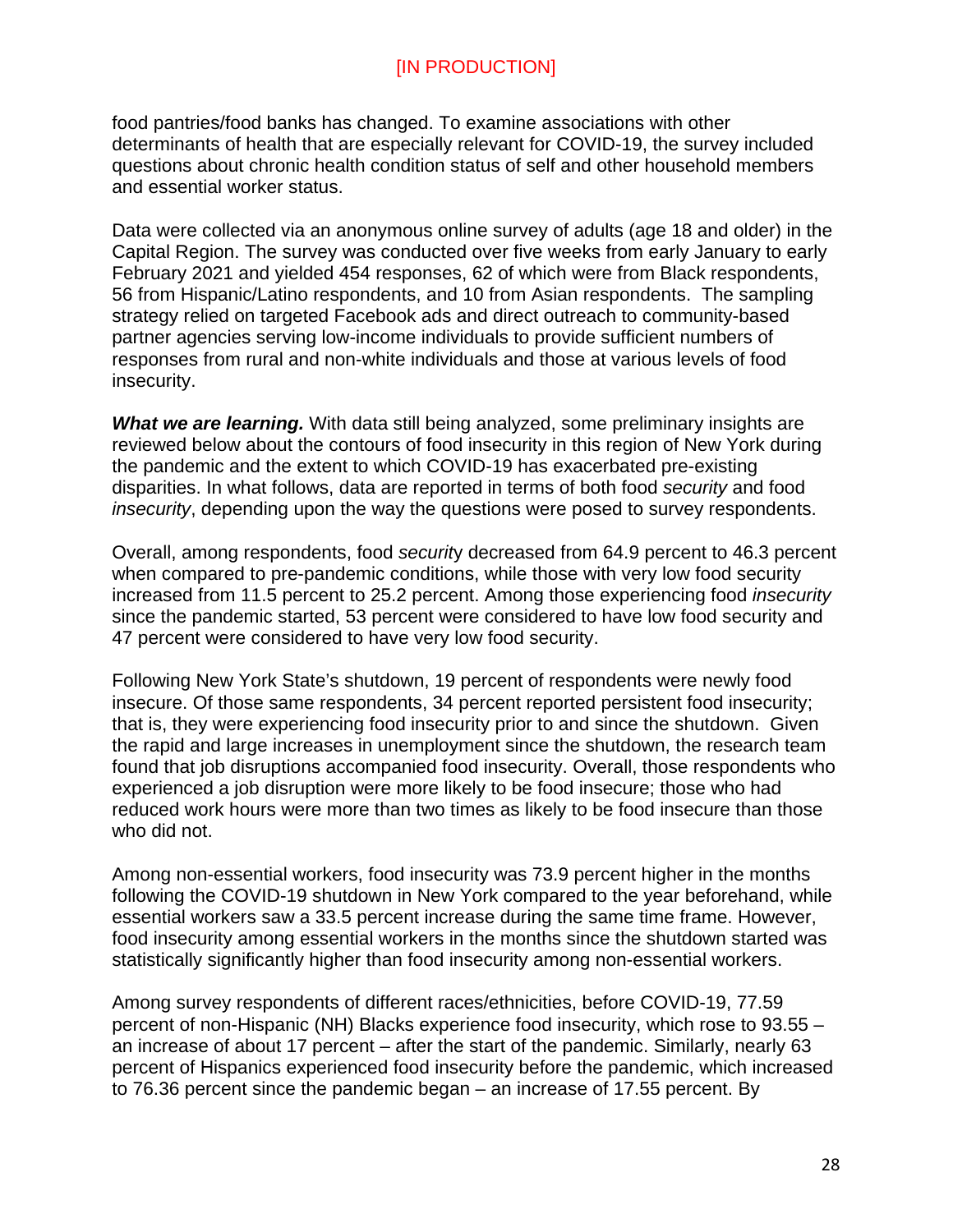food pantries/food banks has changed. To examine associations with other determinants of health that are especially relevant for COVID-19, the survey included questions about chronic health condition status of self and other household members and essential worker status.

Data were collected via an anonymous online survey of adults (age 18 and older) in the Capital Region. The survey was conducted over five weeks from early January to early February 2021 and yielded 454 responses, 62 of which were from Black respondents, 56 from Hispanic/Latino respondents, and 10 from Asian respondents. The sampling strategy relied on targeted Facebook ads and direct outreach to community-based partner agencies serving low-income individuals to provide sufficient numbers of responses from rural and non-white individuals and those at various levels of food insecurity.

***What we are learning.*** With data still being analyzed, some preliminary insights are reviewed below about the contours of food insecurity in this region of New York during the pandemic and the extent to which COVID-19 has exacerbated pre-existing disparities. In what follows, data are reported in terms of both food *security* and food *insecurity*, depending upon the way the questions were posed to survey respondents.

Overall, among respondents, food *securit*y decreased from 64.9 percent to 46.3 percent when compared to pre-pandemic conditions, while those with very low food security increased from 11.5 percent to 25.2 percent. Among those experiencing food *insecurity* since the pandemic started, 53 percent were considered to have low food security and 47 percent were considered to have very low food security.

Following New York State's shutdown, 19 percent of respondents were newly food insecure. Of those same respondents, 34 percent reported persistent food insecurity; that is, they were experiencing food insecurity prior to and since the shutdown. Given the rapid and large increases in unemployment since the shutdown, the research team found that job disruptions accompanied food insecurity. Overall, those respondents who experienced a job disruption were more likely to be food insecure; those who had reduced work hours were more than two times as likely to be food insecure than those who did not.

Among non-essential workers, food insecurity was 73.9 percent higher in the months following the COVID-19 shutdown in New York compared to the year beforehand, while essential workers saw a 33.5 percent increase during the same time frame. However, food insecurity among essential workers in the months since the shutdown started was statistically significantly higher than food insecurity among non-essential workers.

Among survey respondents of different races/ethnicities, before COVID-19, 77.59 percent of non-Hispanic (NH) Blacks experience food insecurity, which rose to 93.55 – an increase of about 17 percent – after the start of the pandemic. Similarly, nearly 63 percent of Hispanics experienced food insecurity before the pandemic, which increased to 76.36 percent since the pandemic began – an increase of 17.55 percent. By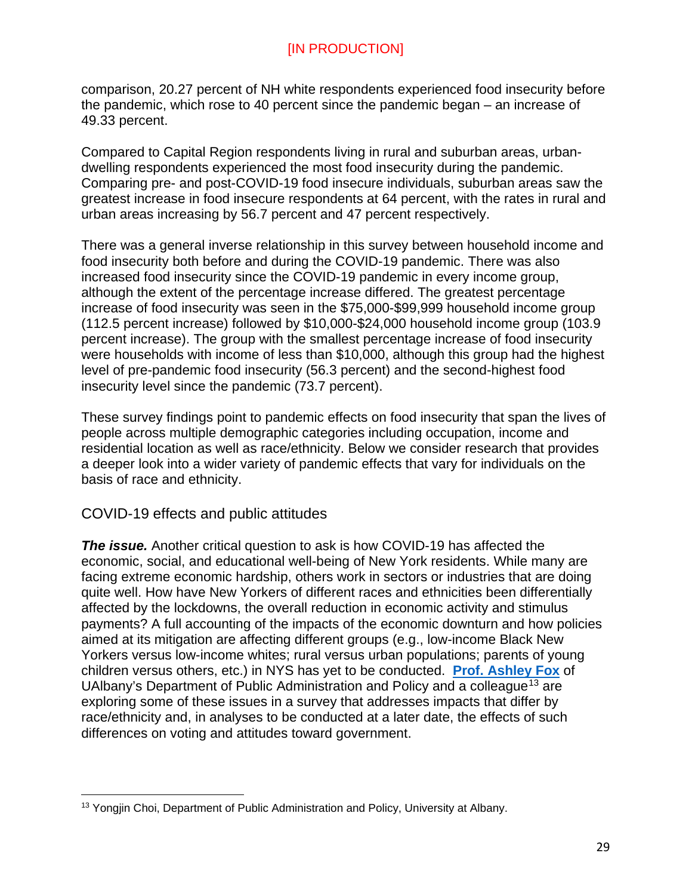comparison, 20.27 percent of NH white respondents experienced food insecurity before the pandemic, which rose to 40 percent since the pandemic began – an increase of 49.33 percent.

Compared to Capital Region respondents living in rural and suburban areas, urban-dwelling respondents experienced the most food insecurity during the pandemic. Comparing pre- and post-COVID-19 food insecure individuals, suburban areas saw the greatest increase in food insecure respondents at 64 percent, with the rates in rural and urban areas increasing by 56.7 percent and 47 percent respectively.

There was a general inverse relationship in this survey between household income and food insecurity both before and during the COVID-19 pandemic. There was also increased food insecurity since the COVID-19 pandemic in every income group, although the extent of the percentage increase differed. The greatest percentage increase of food insecurity was seen in the $75,000-$99,999 household income group (112.5 percent increase) followed by $10,000-$24,000 household income group (103.9 percent increase). The group with the smallest percentage increase of food insecurity were households with income of less than $10,000, although this group had the highest level of pre-pandemic food insecurity (56.3 percent) and the second-highest food insecurity level since the pandemic (73.7 percent).

These survey findings point to pandemic effects on food insecurity that span the lives of people across multiple demographic categories including occupation, income and residential location as well as race/ethnicity. Below we consider research that provides a deeper look into a wider variety of pandemic effects that vary for individuals on the basis of race and ethnicity.

## COVID-19 effects and public attitudes

***The issue.*** Another critical question to ask is how COVID-19 has affected the economic, social, and educational well-being of New York residents. While many are facing extreme economic hardship, others work in sectors or industries that are doing quite well. How have New Yorkers of different races and ethnicities been differentially affected by the lockdowns, the overall reduction in economic activity and stimulus payments? A full accounting of the impacts of the economic downturn and how policies aimed at its mitigation are affecting different groups (e.g., low-income Black New Yorkers versus low-income whites; rural versus urban populations; parents of young children versus others, etc.) in NYS has yet to be conducted. **Prof. Ashley Fox** of UAlbany's Department of Public Administration and Policy and a colleague[13] are exploring some of these issues in a survey that addresses impacts that differ by race/ethnicity and, in analyses to be conducted at a later date, the effects of such differences on voting and attitudes toward government.

[13] Yongjin Choi, Department of Public Administration and Policy, University at Albany.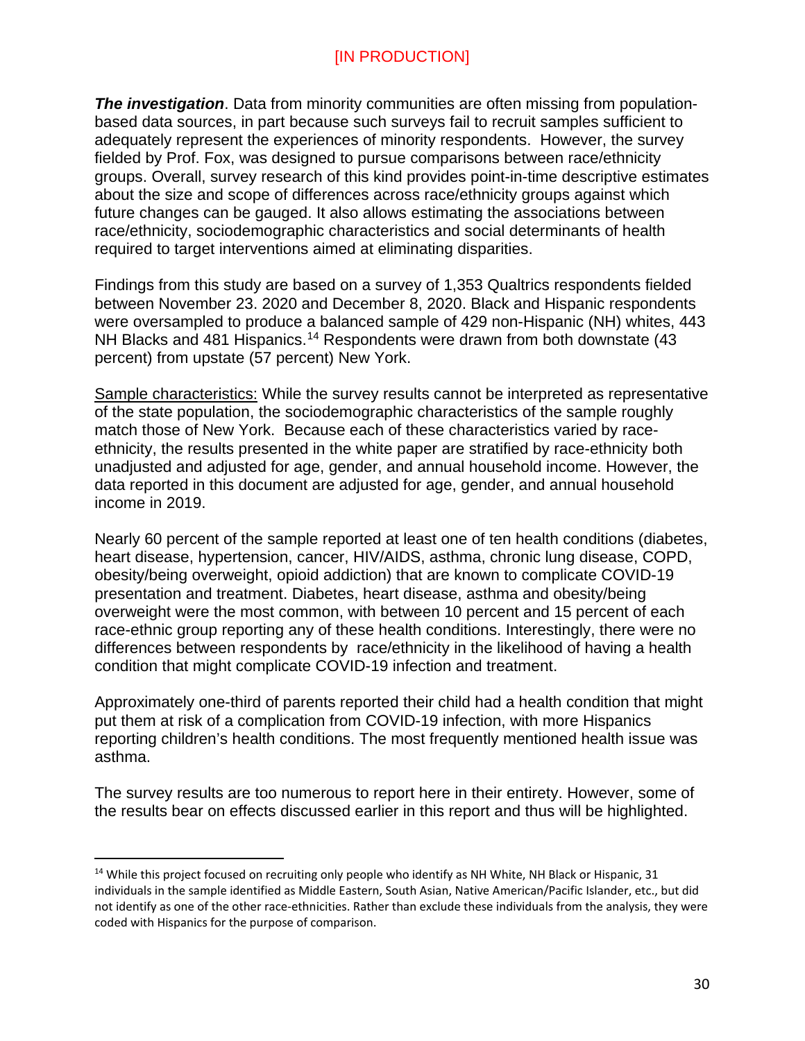[IN PRODUCTION]

***The investigation***. Data from minority communities are often missing from population-based data sources, in part because such surveys fail to recruit samples sufficient to adequately represent the experiences of minority respondents. However, the survey fielded by Prof. Fox, was designed to pursue comparisons between race/ethnicity groups. Overall, survey research of this kind provides point-in-time descriptive estimates about the size and scope of differences across race/ethnicity groups against which future changes can be gauged. It also allows estimating the associations between race/ethnicity, sociodemographic characteristics and social determinants of health required to target interventions aimed at eliminating disparities.

Findings from this study are based on a survey of 1,353 Qualtrics respondents fielded between November 23. 2020 and December 8, 2020. Black and Hispanic respondents were oversampled to produce a balanced sample of 429 non-Hispanic (NH) whites, 443 NH Blacks and 481 Hispanics.[14] Respondents were drawn from both downstate (43 percent) from upstate (57 percent) New York.

<u>Sample characteristics:</u> While the survey results cannot be interpreted as representative of the state population, the sociodemographic characteristics of the sample roughly match those of New York. Because each of these characteristics varied by race-ethnicity, the results presented in the white paper are stratified by race-ethnicity both unadjusted and adjusted for age, gender, and annual household income. However, the data reported in this document are adjusted for age, gender, and annual household income in 2019.

Nearly 60 percent of the sample reported at least one of ten health conditions (diabetes, heart disease, hypertension, cancer, HIV/AIDS, asthma, chronic lung disease, COPD, obesity/being overweight, opioid addiction) that are known to complicate COVID-19 presentation and treatment. Diabetes, heart disease, asthma and obesity/being overweight were the most common, with between 10 percent and 15 percent of each race-ethnic group reporting any of these health conditions. Interestingly, there were no differences between respondents by race/ethnicity in the likelihood of having a health condition that might complicate COVID-19 infection and treatment.

Approximately one-third of parents reported their child had a health condition that might put them at risk of a complication from COVID-19 infection, with more Hispanics reporting children's health conditions. The most frequently mentioned health issue was asthma.

The survey results are too numerous to report here in their entirety. However, some of the results bear on effects discussed earlier in this report and thus will be highlighted.

---

[14] While this project focused on recruiting only people who identify as NH White, NH Black or Hispanic, 31 individuals in the sample identified as Middle Eastern, South Asian, Native American/Pacific Islander, etc., but did not identify as one of the other race-ethnicities. Rather than exclude these individuals from the analysis, they were coded with Hispanics for the purpose of comparison.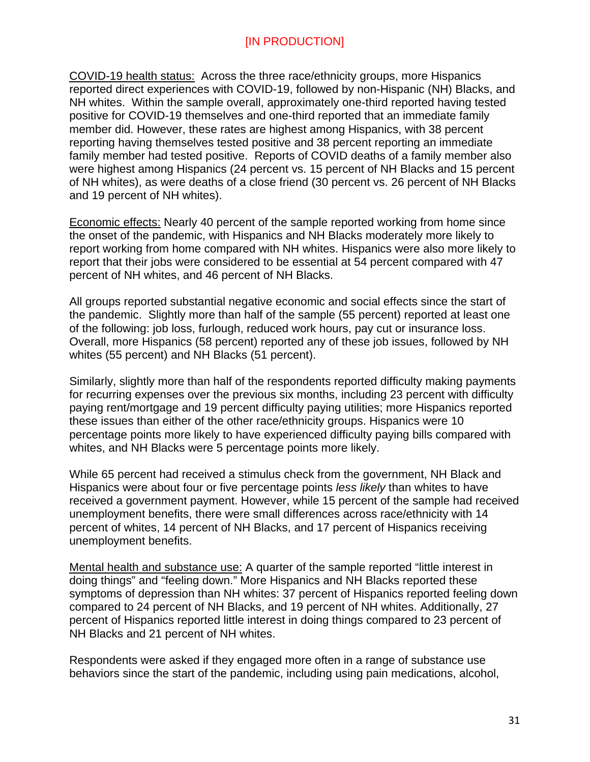[IN PRODUCTION]

<u>COVID-19 health status:</u> Across the three race/ethnicity groups, more Hispanics reported direct experiences with COVID-19, followed by non-Hispanic (NH) Blacks, and NH whites. Within the sample overall, approximately one-third reported having tested positive for COVID-19 themselves and one-third reported that an immediate family member did. However, these rates are highest among Hispanics, with 38 percent reporting having themselves tested positive and 38 percent reporting an immediate family member had tested positive. Reports of COVID deaths of a family member also were highest among Hispanics (24 percent vs. 15 percent of NH Blacks and 15 percent of NH whites), as were deaths of a close friend (30 percent vs. 26 percent of NH Blacks and 19 percent of NH whites).

<u>Economic effects:</u> Nearly 40 percent of the sample reported working from home since the onset of the pandemic, with Hispanics and NH Blacks moderately more likely to report working from home compared with NH whites. Hispanics were also more likely to report that their jobs were considered to be essential at 54 percent compared with 47 percent of NH whites, and 46 percent of NH Blacks.

All groups reported substantial negative economic and social effects since the start of the pandemic. Slightly more than half of the sample (55 percent) reported at least one of the following: job loss, furlough, reduced work hours, pay cut or insurance loss. Overall, more Hispanics (58 percent) reported any of these job issues, followed by NH whites (55 percent) and NH Blacks (51 percent).

Similarly, slightly more than half of the respondents reported difficulty making payments for recurring expenses over the previous six months, including 23 percent with difficulty paying rent/mortgage and 19 percent difficulty paying utilities; more Hispanics reported these issues than either of the other race/ethnicity groups. Hispanics were 10 percentage points more likely to have experienced difficulty paying bills compared with whites, and NH Blacks were 5 percentage points more likely.

While 65 percent had received a stimulus check from the government, NH Black and Hispanics were about four or five percentage points *less likely* than whites to have received a government payment. However, while 15 percent of the sample had received unemployment benefits, there were small differences across race/ethnicity with 14 percent of whites, 14 percent of NH Blacks, and 17 percent of Hispanics receiving unemployment benefits.

<u>Mental health and substance use:</u> A quarter of the sample reported "little interest in doing things" and "feeling down." More Hispanics and NH Blacks reported these symptoms of depression than NH whites: 37 percent of Hispanics reported feeling down compared to 24 percent of NH Blacks, and 19 percent of NH whites. Additionally, 27 percent of Hispanics reported little interest in doing things compared to 23 percent of NH Blacks and 21 percent of NH whites.

Respondents were asked if they engaged more often in a range of substance use behaviors since the start of the pandemic, including using pain medications, alcohol,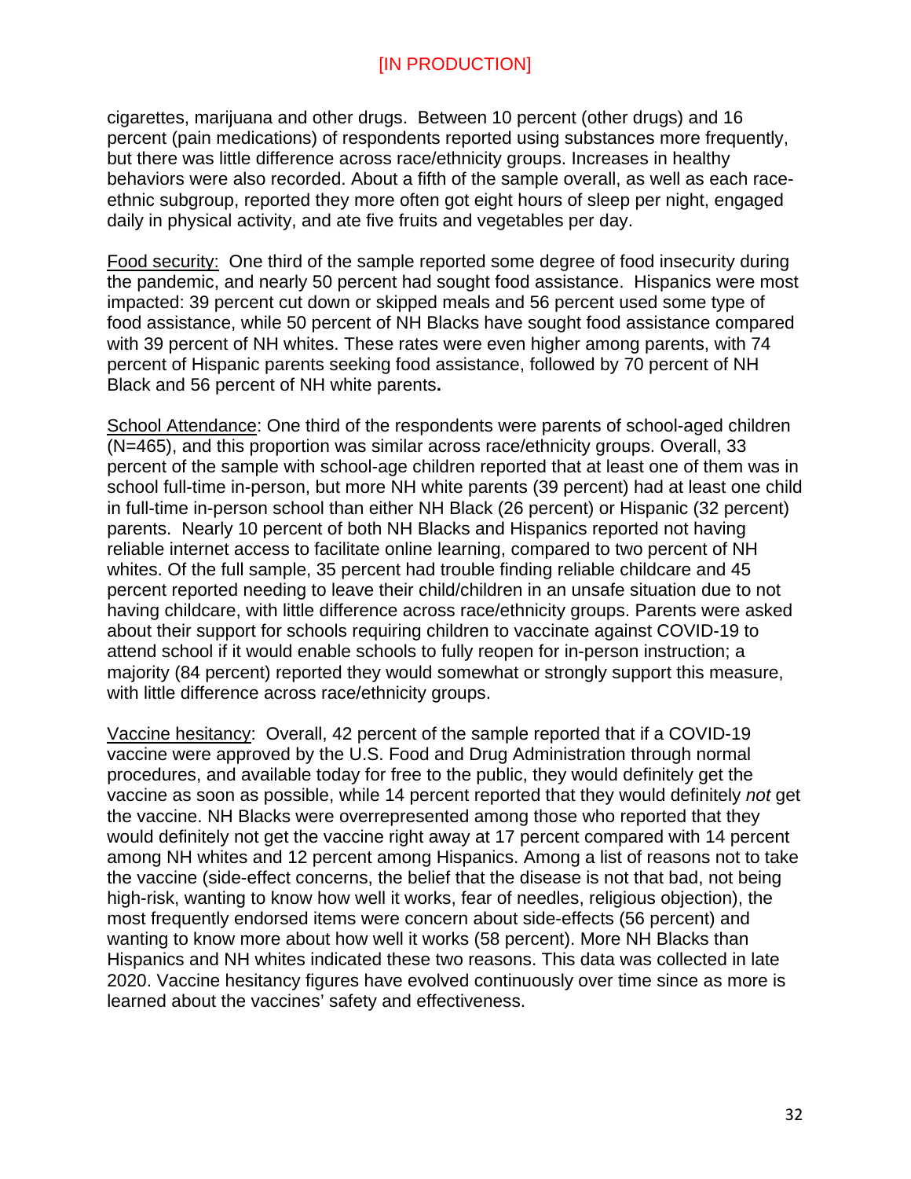cigarettes, marijuana and other drugs. Between 10 percent (other drugs) and 16 percent (pain medications) of respondents reported using substances more frequently, but there was little difference across race/ethnicity groups. Increases in healthy behaviors were also recorded. About a fifth of the sample overall, as well as each race-ethnic subgroup, reported they more often got eight hours of sleep per night, engaged daily in physical activity, and ate five fruits and vegetables per day.

<u>Food security:</u> One third of the sample reported some degree of food insecurity during the pandemic, and nearly 50 percent had sought food assistance. Hispanics were most impacted: 39 percent cut down or skipped meals and 56 percent used some type of food assistance, while 50 percent of NH Blacks have sought food assistance compared with 39 percent of NH whites. These rates were even higher among parents, with 74 percent of Hispanic parents seeking food assistance, followed by 70 percent of NH Black and 56 percent of NH white parents**.**

<u>School Attendance</u>: One third of the respondents were parents of school-aged children (N=465), and this proportion was similar across race/ethnicity groups. Overall, 33 percent of the sample with school-age children reported that at least one of them was in school full-time in-person, but more NH white parents (39 percent) had at least one child in full-time in-person school than either NH Black (26 percent) or Hispanic (32 percent) parents. Nearly 10 percent of both NH Blacks and Hispanics reported not having reliable internet access to facilitate online learning, compared to two percent of NH whites. Of the full sample, 35 percent had trouble finding reliable childcare and 45 percent reported needing to leave their child/children in an unsafe situation due to not having childcare, with little difference across race/ethnicity groups. Parents were asked about their support for schools requiring children to vaccinate against COVID-19 to attend school if it would enable schools to fully reopen for in-person instruction; a majority (84 percent) reported they would somewhat or strongly support this measure, with little difference across race/ethnicity groups.

<u>Vaccine hesitancy</u>: Overall, 42 percent of the sample reported that if a COVID-19 vaccine were approved by the U.S. Food and Drug Administration through normal procedures, and available today for free to the public, they would definitely get the vaccine as soon as possible, while 14 percent reported that they would definitely *not* get the vaccine. NH Blacks were overrepresented among those who reported that they would definitely not get the vaccine right away at 17 percent compared with 14 percent among NH whites and 12 percent among Hispanics. Among a list of reasons not to take the vaccine (side-effect concerns, the belief that the disease is not that bad, not being high-risk, wanting to know how well it works, fear of needles, religious objection), the most frequently endorsed items were concern about side-effects (56 percent) and wanting to know more about how well it works (58 percent). More NH Blacks than Hispanics and NH whites indicated these two reasons. This data was collected in late 2020. Vaccine hesitancy figures have evolved continuously over time since as more is learned about the vaccines' safety and effectiveness.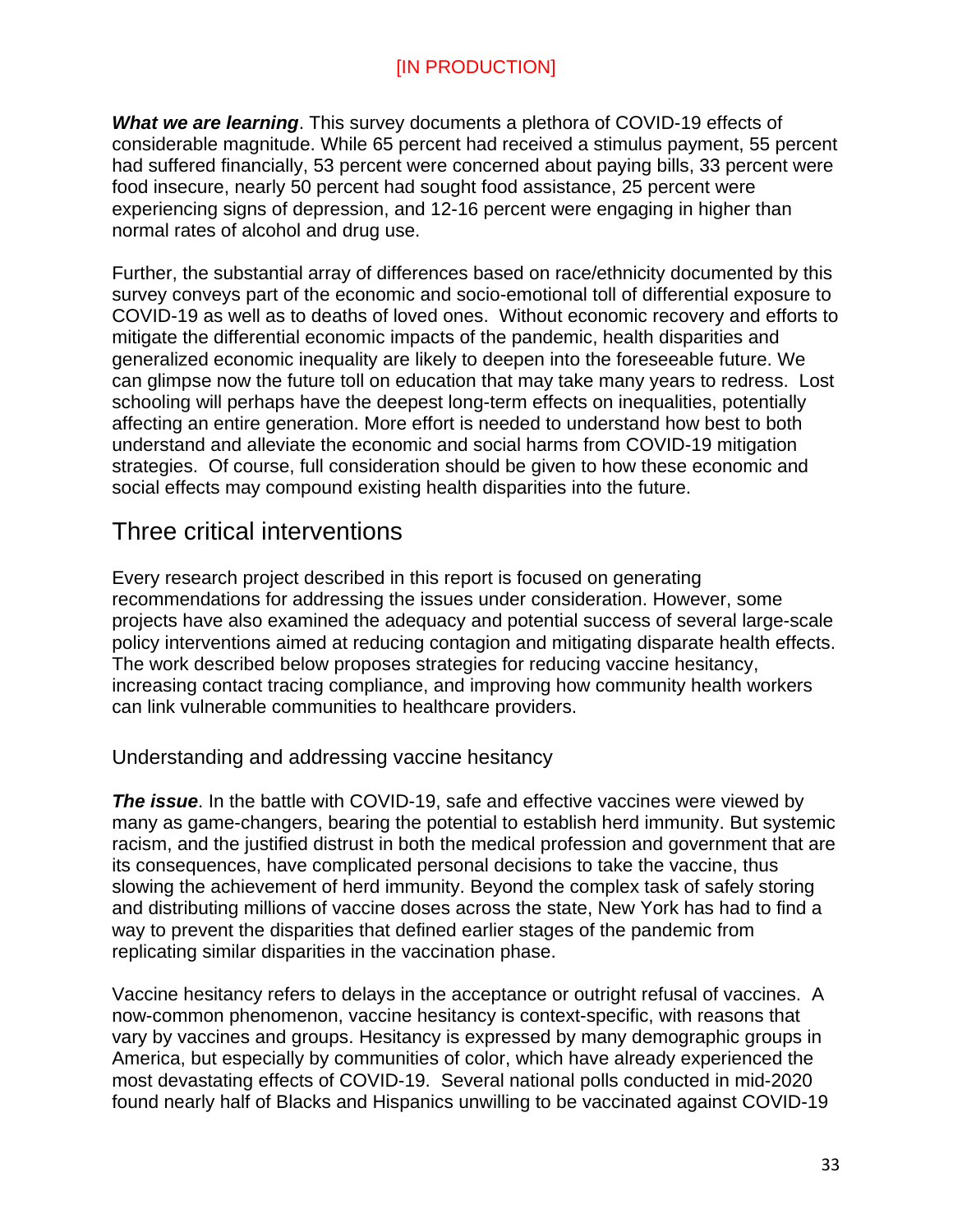***What we are learning***. This survey documents a plethora of COVID-19 effects of considerable magnitude. While 65 percent had received a stimulus payment, 55 percent had suffered financially, 53 percent were concerned about paying bills, 33 percent were food insecure, nearly 50 percent had sought food assistance, 25 percent were experiencing signs of depression, and 12-16 percent were engaging in higher than normal rates of alcohol and drug use.

Further, the substantial array of differences based on race/ethnicity documented by this survey conveys part of the economic and socio-emotional toll of differential exposure to COVID-19 as well as to deaths of loved ones. Without economic recovery and efforts to mitigate the differential economic impacts of the pandemic, health disparities and generalized economic inequality are likely to deepen into the foreseeable future. We can glimpse now the future toll on education that may take many years to redress. Lost schooling will perhaps have the deepest long-term effects on inequalities, potentially affecting an entire generation. More effort is needed to understand how best to both understand and alleviate the economic and social harms from COVID-19 mitigation strategies. Of course, full consideration should be given to how these economic and social effects may compound existing health disparities into the future.

## Three critical interventions

Every research project described in this report is focused on generating recommendations for addressing the issues under consideration. However, some projects have also examined the adequacy and potential success of several large-scale policy interventions aimed at reducing contagion and mitigating disparate health effects. The work described below proposes strategies for reducing vaccine hesitancy, increasing contact tracing compliance, and improving how community health workers can link vulnerable communities to healthcare providers.

### Understanding and addressing vaccine hesitancy

***The issue***. In the battle with COVID-19, safe and effective vaccines were viewed by many as game-changers, bearing the potential to establish herd immunity. But systemic racism, and the justified distrust in both the medical profession and government that are its consequences, have complicated personal decisions to take the vaccine, thus slowing the achievement of herd immunity. Beyond the complex task of safely storing and distributing millions of vaccine doses across the state, New York has had to find a way to prevent the disparities that defined earlier stages of the pandemic from replicating similar disparities in the vaccination phase.

Vaccine hesitancy refers to delays in the acceptance or outright refusal of vaccines. A now-common phenomenon, vaccine hesitancy is context-specific, with reasons that vary by vaccines and groups. Hesitancy is expressed by many demographic groups in America, but especially by communities of color, which have already experienced the most devastating effects of COVID-19. Several national polls conducted in mid-2020 found nearly half of Blacks and Hispanics unwilling to be vaccinated against COVID-19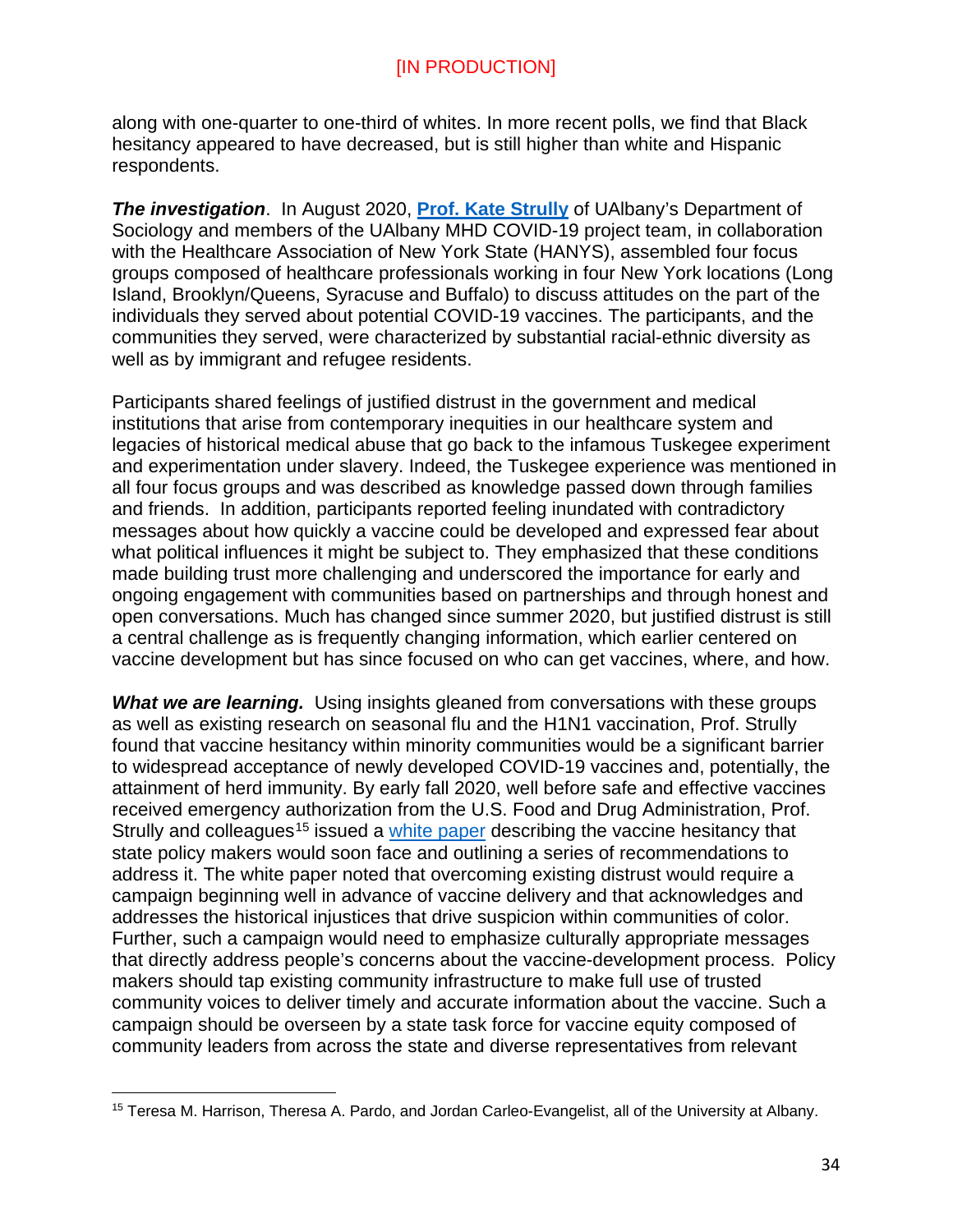along with one-quarter to one-third of whites. In more recent polls, we find that Black hesitancy appeared to have decreased, but is still higher than white and Hispanic respondents.

***The investigation***. In August 2020, **Prof. Kate Strully** of UAlbany's Department of Sociology and members of the UAlbany MHD COVID-19 project team, in collaboration with the Healthcare Association of New York State (HANYS), assembled four focus groups composed of healthcare professionals working in four New York locations (Long Island, Brooklyn/Queens, Syracuse and Buffalo) to discuss attitudes on the part of the individuals they served about potential COVID-19 vaccines. The participants, and the communities they served, were characterized by substantial racial-ethnic diversity as well as by immigrant and refugee residents.

Participants shared feelings of justified distrust in the government and medical institutions that arise from contemporary inequities in our healthcare system and legacies of historical medical abuse that go back to the infamous Tuskegee experiment and experimentation under slavery. Indeed, the Tuskegee experience was mentioned in all four focus groups and was described as knowledge passed down through families and friends. In addition, participants reported feeling inundated with contradictory messages about how quickly a vaccine could be developed and expressed fear about what political influences it might be subject to. They emphasized that these conditions made building trust more challenging and underscored the importance for early and ongoing engagement with communities based on partnerships and through honest and open conversations. Much has changed since summer 2020, but justified distrust is still a central challenge as is frequently changing information, which earlier centered on vaccine development but has since focused on who can get vaccines, where, and how.

***What we are learning.*** Using insights gleaned from conversations with these groups as well as existing research on seasonal flu and the H1N1 vaccination, Prof. Strully found that vaccine hesitancy within minority communities would be a significant barrier to widespread acceptance of newly developed COVID-19 vaccines and, potentially, the attainment of herd immunity. By early fall 2020, well before safe and effective vaccines received emergency authorization from the U.S. Food and Drug Administration, Prof. Strully and colleagues[15] issued a white paper describing the vaccine hesitancy that state policy makers would soon face and outlining a series of recommendations to address it. The white paper noted that overcoming existing distrust would require a campaign beginning well in advance of vaccine delivery and that acknowledges and addresses the historical injustices that drive suspicion within communities of color. Further, such a campaign would need to emphasize culturally appropriate messages that directly address people's concerns about the vaccine-development process. Policy makers should tap existing community infrastructure to make full use of trusted community voices to deliver timely and accurate information about the vaccine. Such a campaign should be overseen by a state task force for vaccine equity composed of community leaders from across the state and diverse representatives from relevant

[15] Teresa M. Harrison, Theresa A. Pardo, and Jordan Carleo-Evangelist, all of the University at Albany.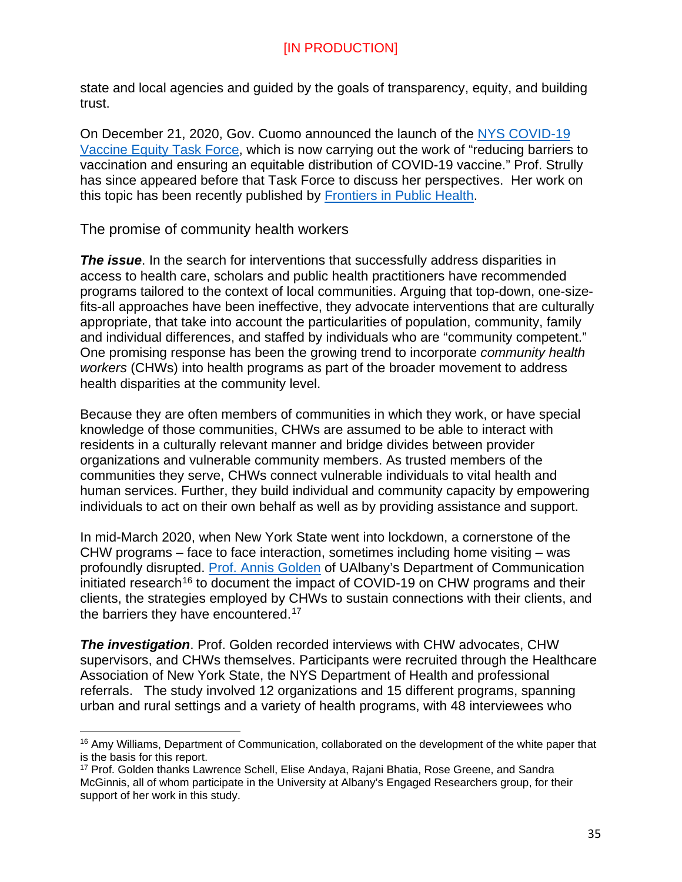[IN PRODUCTION]

state and local agencies and guided by the goals of transparency, equity, and building trust.

On December 21, 2020, Gov. Cuomo announced the launch of the NYS COVID-19 Vaccine Equity Task Force, which is now carrying out the work of “reducing barriers to vaccination and ensuring an equitable distribution of COVID-19 vaccine.” Prof. Strully has since appeared before that Task Force to discuss her perspectives. Her work on this topic has been recently published by Frontiers in Public Health.

## The promise of community health workers

***The issue***. In the search for interventions that successfully address disparities in access to health care, scholars and public health practitioners have recommended programs tailored to the context of local communities. Arguing that top-down, one-size-fits-all approaches have been ineffective, they advocate interventions that are culturally appropriate, that take into account the particularities of population, community, family and individual differences, and staffed by individuals who are “community competent.” One promising response has been the growing trend to incorporate *community health workers* (CHWs) into health programs as part of the broader movement to address health disparities at the community level.

Because they are often members of communities in which they work, or have special knowledge of those communities, CHWs are assumed to be able to interact with residents in a culturally relevant manner and bridge divides between provider organizations and vulnerable community members. As trusted members of the communities they serve, CHWs connect vulnerable individuals to vital health and human services. Further, they build individual and community capacity by empowering individuals to act on their own behalf as well as by providing assistance and support.

In mid-March 2020, when New York State went into lockdown, a cornerstone of the CHW programs – face to face interaction, sometimes including home visiting – was profoundly disrupted. Prof. Annis Golden of UAlbany’s Department of Communication initiated research[16] to document the impact of COVID-19 on CHW programs and their clients, the strategies employed by CHWs to sustain connections with their clients, and the barriers they have encountered.[17]

***The investigation***. Prof. Golden recorded interviews with CHW advocates, CHW supervisors, and CHWs themselves. Participants were recruited through the Healthcare Association of New York State, the NYS Department of Health and professional referrals. The study involved 12 organizations and 15 different programs, spanning urban and rural settings and a variety of health programs, with 48 interviewees who

[16] Amy Williams, Department of Communication, collaborated on the development of the white paper that is the basis for this report.

[17] Prof. Golden thanks Lawrence Schell, Elise Andaya, Rajani Bhatia, Rose Greene, and Sandra McGinnis, all of whom participate in the University at Albany’s Engaged Researchers group, for their support of her work in this study.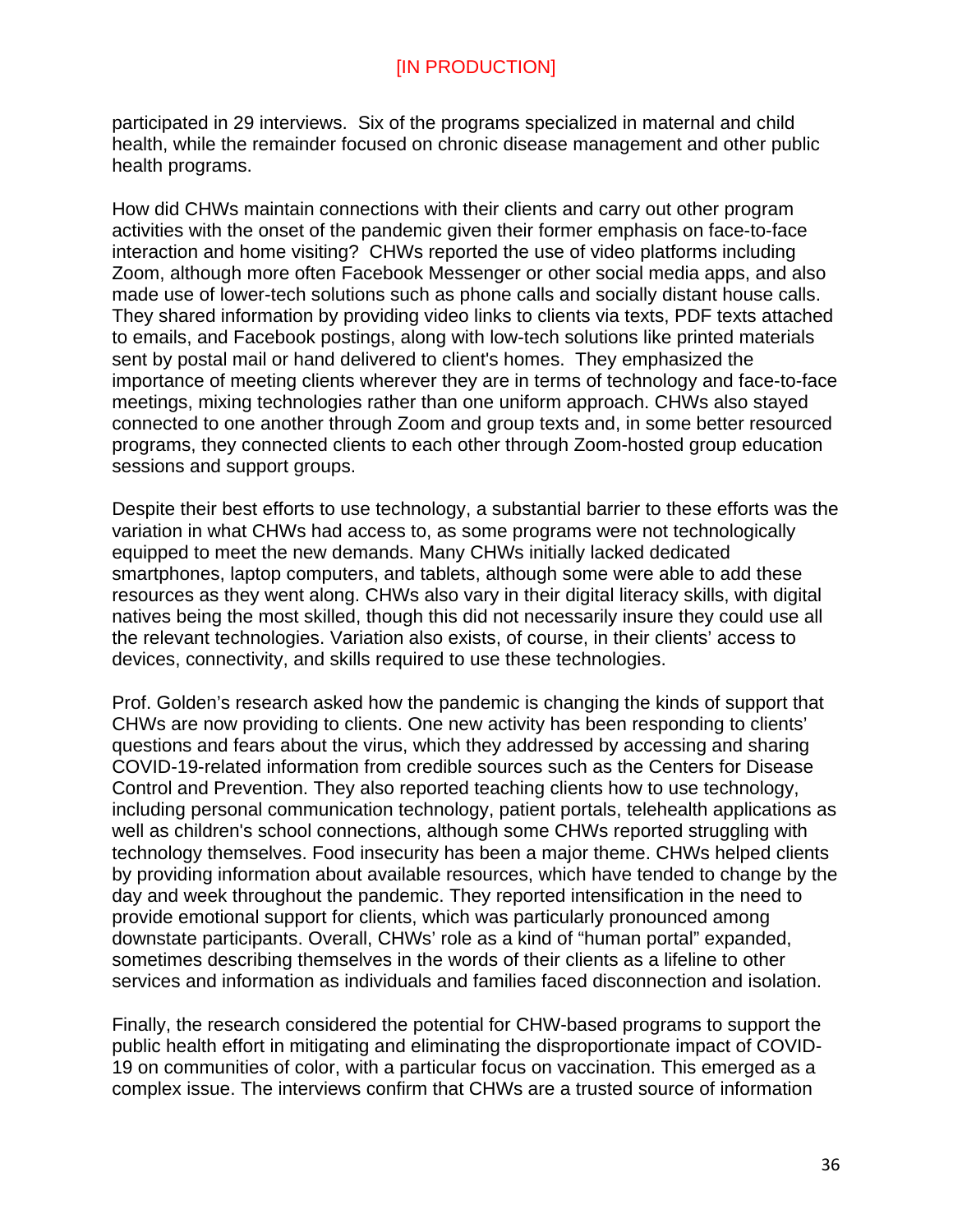participated in 29 interviews. Six of the programs specialized in maternal and child health, while the remainder focused on chronic disease management and other public health programs.

How did CHWs maintain connections with their clients and carry out other program activities with the onset of the pandemic given their former emphasis on face-to-face interaction and home visiting? CHWs reported the use of video platforms including Zoom, although more often Facebook Messenger or other social media apps, and also made use of lower-tech solutions such as phone calls and socially distant house calls. They shared information by providing video links to clients via texts, PDF texts attached to emails, and Facebook postings, along with low-tech solutions like printed materials sent by postal mail or hand delivered to client's homes. They emphasized the importance of meeting clients wherever they are in terms of technology and face-to-face meetings, mixing technologies rather than one uniform approach. CHWs also stayed connected to one another through Zoom and group texts and, in some better resourced programs, they connected clients to each other through Zoom-hosted group education sessions and support groups.

Despite their best efforts to use technology, a substantial barrier to these efforts was the variation in what CHWs had access to, as some programs were not technologically equipped to meet the new demands. Many CHWs initially lacked dedicated smartphones, laptop computers, and tablets, although some were able to add these resources as they went along. CHWs also vary in their digital literacy skills, with digital natives being the most skilled, though this did not necessarily insure they could use all the relevant technologies. Variation also exists, of course, in their clients' access to devices, connectivity, and skills required to use these technologies.

Prof. Golden's research asked how the pandemic is changing the kinds of support that CHWs are now providing to clients. One new activity has been responding to clients' questions and fears about the virus, which they addressed by accessing and sharing COVID-19-related information from credible sources such as the Centers for Disease Control and Prevention. They also reported teaching clients how to use technology, including personal communication technology, patient portals, telehealth applications as well as children's school connections, although some CHWs reported struggling with technology themselves. Food insecurity has been a major theme. CHWs helped clients by providing information about available resources, which have tended to change by the day and week throughout the pandemic. They reported intensification in the need to provide emotional support for clients, which was particularly pronounced among downstate participants. Overall, CHWs' role as a kind of "human portal" expanded, sometimes describing themselves in the words of their clients as a lifeline to other services and information as individuals and families faced disconnection and isolation.

Finally, the research considered the potential for CHW-based programs to support the public health effort in mitigating and eliminating the disproportionate impact of COVID-19 on communities of color, with a particular focus on vaccination. This emerged as a complex issue. The interviews confirm that CHWs are a trusted source of information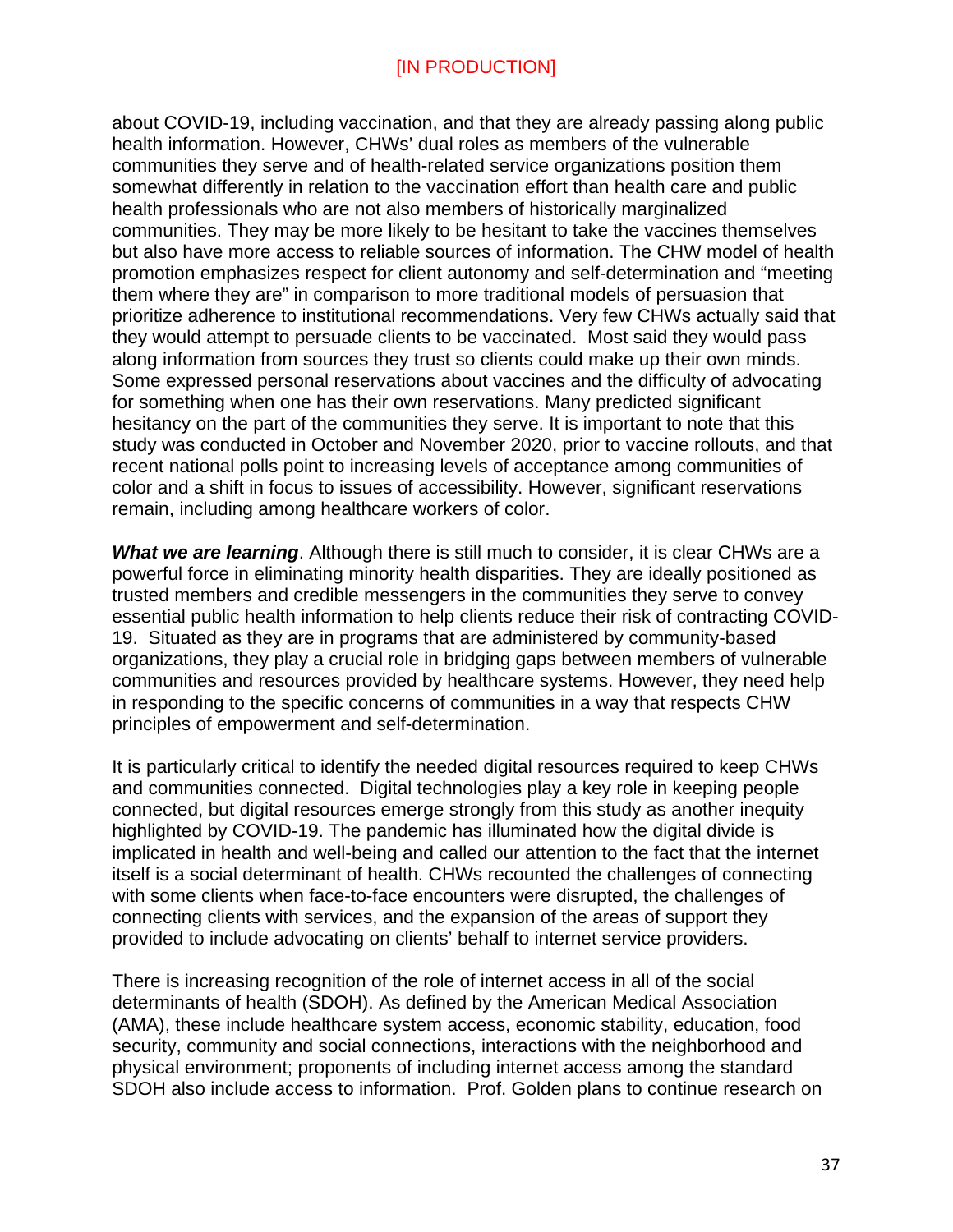about COVID-19, including vaccination, and that they are already passing along public health information. However, CHWs' dual roles as members of the vulnerable communities they serve and of health-related service organizations position them somewhat differently in relation to the vaccination effort than health care and public health professionals who are not also members of historically marginalized communities. They may be more likely to be hesitant to take the vaccines themselves but also have more access to reliable sources of information. The CHW model of health promotion emphasizes respect for client autonomy and self-determination and "meeting them where they are" in comparison to more traditional models of persuasion that prioritize adherence to institutional recommendations. Very few CHWs actually said that they would attempt to persuade clients to be vaccinated. Most said they would pass along information from sources they trust so clients could make up their own minds. Some expressed personal reservations about vaccines and the difficulty of advocating for something when one has their own reservations. Many predicted significant hesitancy on the part of the communities they serve. It is important to note that this study was conducted in October and November 2020, prior to vaccine rollouts, and that recent national polls point to increasing levels of acceptance among communities of color and a shift in focus to issues of accessibility. However, significant reservations remain, including among healthcare workers of color.

***What we are learning***. Although there is still much to consider, it is clear CHWs are a powerful force in eliminating minority health disparities. They are ideally positioned as trusted members and credible messengers in the communities they serve to convey essential public health information to help clients reduce their risk of contracting COVID-19. Situated as they are in programs that are administered by community-based organizations, they play a crucial role in bridging gaps between members of vulnerable communities and resources provided by healthcare systems. However, they need help in responding to the specific concerns of communities in a way that respects CHW principles of empowerment and self-determination.

It is particularly critical to identify the needed digital resources required to keep CHWs and communities connected. Digital technologies play a key role in keeping people connected, but digital resources emerge strongly from this study as another inequity highlighted by COVID-19. The pandemic has illuminated how the digital divide is implicated in health and well-being and called our attention to the fact that the internet itself is a social determinant of health. CHWs recounted the challenges of connecting with some clients when face-to-face encounters were disrupted, the challenges of connecting clients with services, and the expansion of the areas of support they provided to include advocating on clients' behalf to internet service providers.

There is increasing recognition of the role of internet access in all of the social determinants of health (SDOH). As defined by the American Medical Association (AMA), these include healthcare system access, economic stability, education, food security, community and social connections, interactions with the neighborhood and physical environment; proponents of including internet access among the standard SDOH also include access to information. Prof. Golden plans to continue research on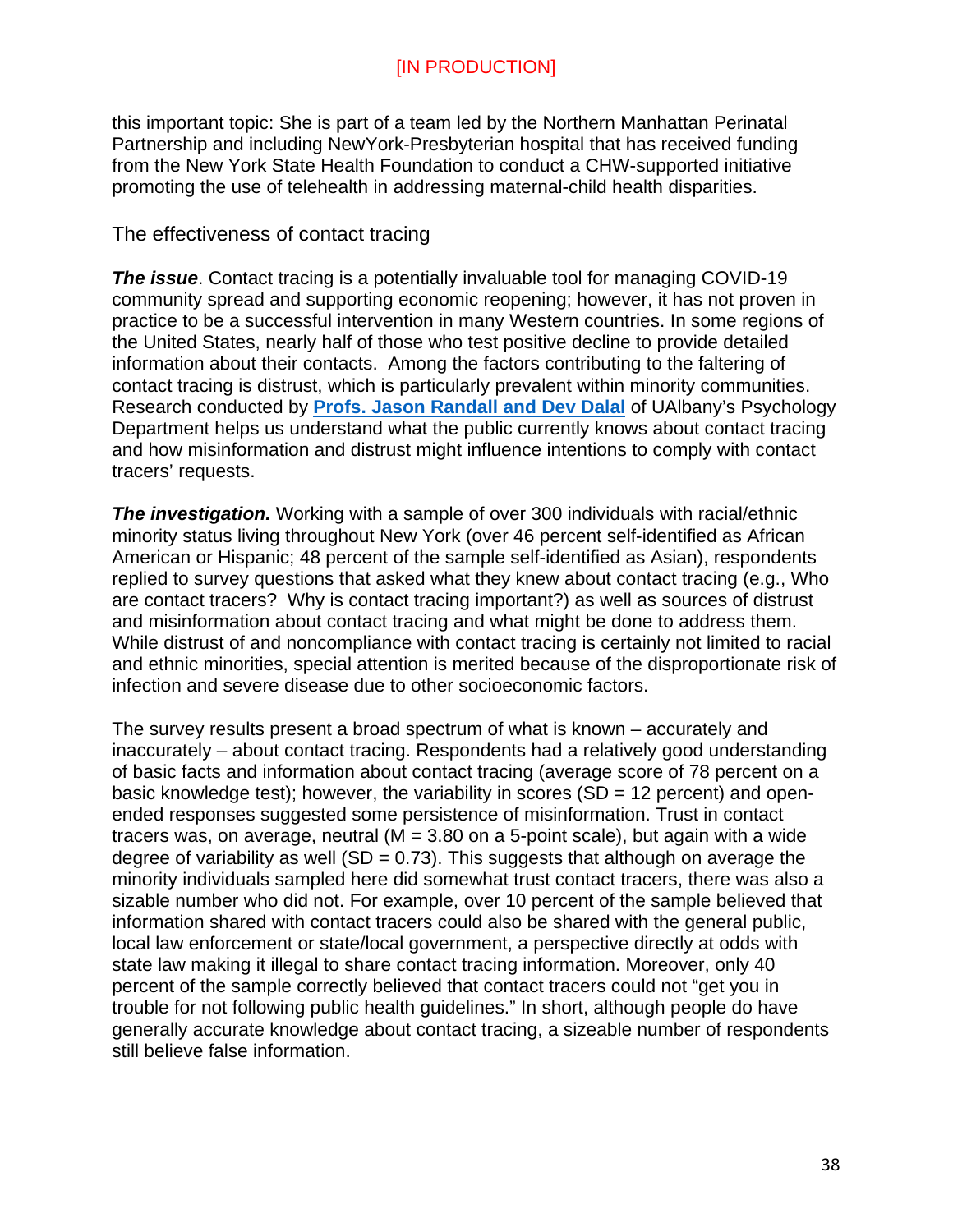[IN PRODUCTION]

this important topic: She is part of a team led by the Northern Manhattan Perinatal Partnership and including NewYork-Presbyterian hospital that has received funding from the New York State Health Foundation to conduct a CHW-supported initiative promoting the use of telehealth in addressing maternal-child health disparities.

## The effectiveness of contact tracing

***The issue***. Contact tracing is a potentially invaluable tool for managing COVID-19 community spread and supporting economic reopening; however, it has not proven in practice to be a successful intervention in many Western countries. In some regions of the United States, nearly half of those who test positive decline to provide detailed information about their contacts. Among the factors contributing to the faltering of contact tracing is distrust, which is particularly prevalent within minority communities. Research conducted by **Profs. Jason Randall and Dev Dalal** of UAlbany's Psychology Department helps us understand what the public currently knows about contact tracing and how misinformation and distrust might influence intentions to comply with contact tracers' requests.

***The investigation.*** Working with a sample of over 300 individuals with racial/ethnic minority status living throughout New York (over 46 percent self-identified as African American or Hispanic; 48 percent of the sample self-identified as Asian), respondents replied to survey questions that asked what they knew about contact tracing (e.g., Who are contact tracers? Why is contact tracing important?) as well as sources of distrust and misinformation about contact tracing and what might be done to address them. While distrust of and noncompliance with contact tracing is certainly not limited to racial and ethnic minorities, special attention is merited because of the disproportionate risk of infection and severe disease due to other socioeconomic factors.

The survey results present a broad spectrum of what is known – accurately and inaccurately – about contact tracing. Respondents had a relatively good understanding of basic facts and information about contact tracing (average score of 78 percent on a basic knowledge test); however, the variability in scores (SD = 12 percent) and open-ended responses suggested some persistence of misinformation. Trust in contact tracers was, on average, neutral (M = 3.80 on a 5-point scale), but again with a wide degree of variability as well (SD = 0.73). This suggests that although on average the minority individuals sampled here did somewhat trust contact tracers, there was also a sizable number who did not. For example, over 10 percent of the sample believed that information shared with contact tracers could also be shared with the general public, local law enforcement or state/local government, a perspective directly at odds with state law making it illegal to share contact tracing information. Moreover, only 40 percent of the sample correctly believed that contact tracers could not "get you in trouble for not following public health guidelines." In short, although people do have generally accurate knowledge about contact tracing, a sizeable number of respondents still believe false information.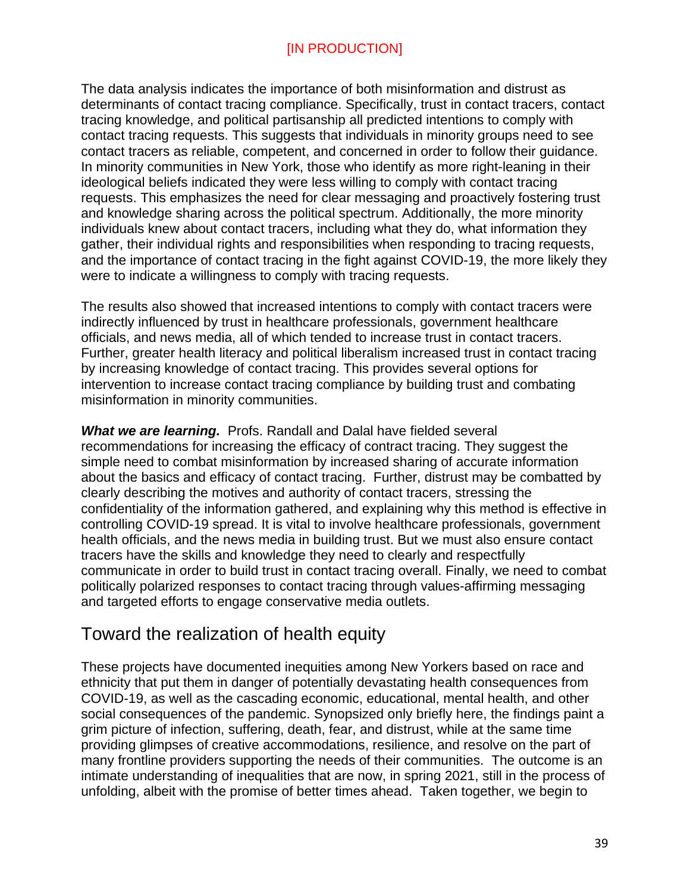[IN PRODUCTION]

The data analysis indicates the importance of both misinformation and distrust as determinants of contact tracing compliance. Specifically, trust in contact tracers, contact tracing knowledge, and political partisanship all predicted intentions to comply with contact tracing requests. This suggests that individuals in minority groups need to see contact tracers as reliable, competent, and concerned in order to follow their guidance. In minority communities in New York, those who identify as more right-leaning in their ideological beliefs indicated they were less willing to comply with contact tracing requests. This emphasizes the need for clear messaging and proactively fostering trust and knowledge sharing across the political spectrum. Additionally, the more minority individuals knew about contact tracers, including what they do, what information they gather, their individual rights and responsibilities when responding to tracing requests, and the importance of contact tracing in the fight against COVID-19, the more likely they were to indicate a willingness to comply with tracing requests.

The results also showed that increased intentions to comply with contact tracers were indirectly influenced by trust in healthcare professionals, government healthcare officials, and news media, all of which tended to increase trust in contact tracers. Further, greater health literacy and political liberalism increased trust in contact tracing by increasing knowledge of contact tracing. This provides several options for intervention to increase contact tracing compliance by building trust and combating misinformation in minority communities.

***What we are learning.*** Profs. Randall and Dalal have fielded several recommendations for increasing the efficacy of contract tracing. They suggest the simple need to combat misinformation by increased sharing of accurate information about the basics and efficacy of contact tracing. Further, distrust may be combatted by clearly describing the motives and authority of contact tracers, stressing the confidentiality of the information gathered, and explaining why this method is effective in controlling COVID-19 spread. It is vital to involve healthcare professionals, government health officials, and the news media in building trust. But we must also ensure contact tracers have the skills and knowledge they need to clearly and respectfully communicate in order to build trust in contact tracing overall. Finally, we need to combat politically polarized responses to contact tracing through values-affirming messaging and targeted efforts to engage conservative media outlets.

## Toward the realization of health equity

These projects have documented inequities among New Yorkers based on race and ethnicity that put them in danger of potentially devastating health consequences from COVID-19, as well as the cascading economic, educational, mental health, and other social consequences of the pandemic. Synopsized only briefly here, the findings paint a grim picture of infection, suffering, death, fear, and distrust, while at the same time providing glimpses of creative accommodations, resilience, and resolve on the part of many frontline providers supporting the needs of their communities. The outcome is an intimate understanding of inequalities that are now, in spring 2021, still in the process of unfolding, albeit with the promise of better times ahead. Taken together, we begin to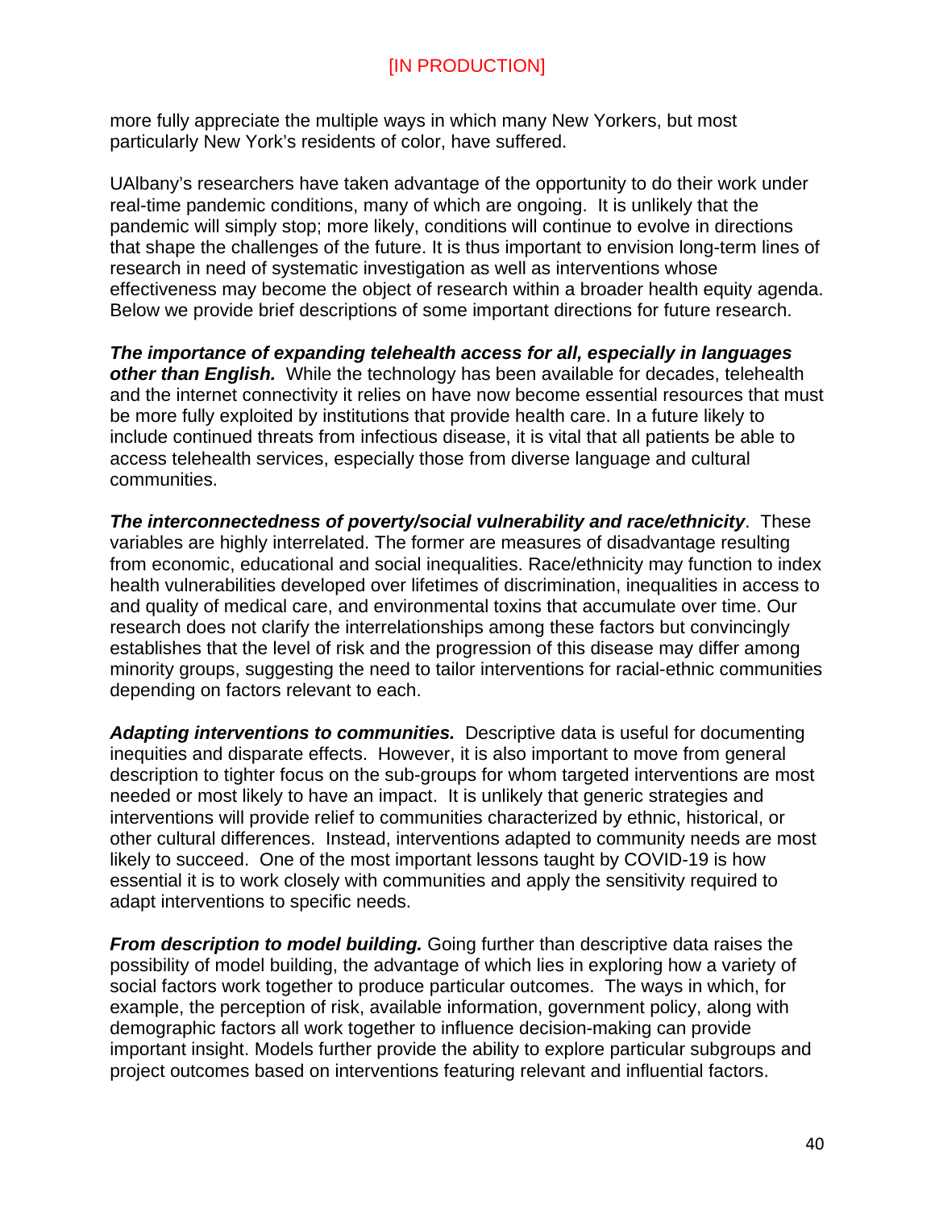more fully appreciate the multiple ways in which many New Yorkers, but most particularly New York's residents of color, have suffered.

UAlbany's researchers have taken advantage of the opportunity to do their work under real-time pandemic conditions, many of which are ongoing. It is unlikely that the pandemic will simply stop; more likely, conditions will continue to evolve in directions that shape the challenges of the future. It is thus important to envision long-term lines of research in need of systematic investigation as well as interventions whose effectiveness may become the object of research within a broader health equity agenda. Below we provide brief descriptions of some important directions for future research.

***The importance of expanding telehealth access for all, especially in languages other than English.*** While the technology has been available for decades, telehealth and the internet connectivity it relies on have now become essential resources that must be more fully exploited by institutions that provide health care. In a future likely to include continued threats from infectious disease, it is vital that all patients be able to access telehealth services, especially those from diverse language and cultural communities.

***The interconnectedness of poverty/social vulnerability and race/ethnicity***. These variables are highly interrelated. The former are measures of disadvantage resulting from economic, educational and social inequalities. Race/ethnicity may function to index health vulnerabilities developed over lifetimes of discrimination, inequalities in access to and quality of medical care, and environmental toxins that accumulate over time. Our research does not clarify the interrelationships among these factors but convincingly establishes that the level of risk and the progression of this disease may differ among minority groups, suggesting the need to tailor interventions for racial-ethnic communities depending on factors relevant to each.

***Adapting interventions to communities.*** Descriptive data is useful for documenting inequities and disparate effects. However, it is also important to move from general description to tighter focus on the sub-groups for whom targeted interventions are most needed or most likely to have an impact. It is unlikely that generic strategies and interventions will provide relief to communities characterized by ethnic, historical, or other cultural differences. Instead, interventions adapted to community needs are most likely to succeed. One of the most important lessons taught by COVID-19 is how essential it is to work closely with communities and apply the sensitivity required to adapt interventions to specific needs.

***From description to model building.*** Going further than descriptive data raises the possibility of model building, the advantage of which lies in exploring how a variety of social factors work together to produce particular outcomes. The ways in which, for example, the perception of risk, available information, government policy, along with demographic factors all work together to influence decision-making can provide important insight. Models further provide the ability to explore particular subgroups and project outcomes based on interventions featuring relevant and influential factors.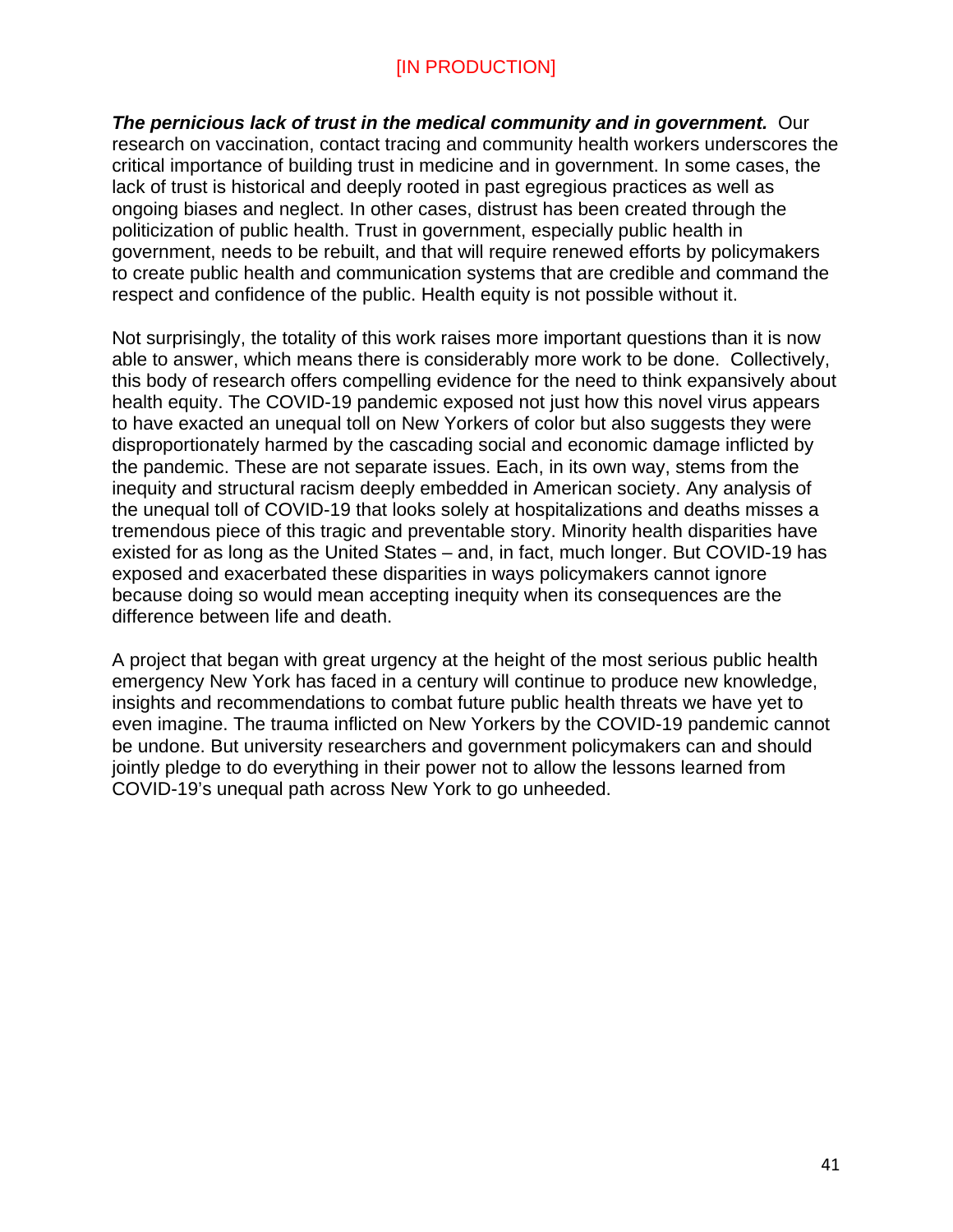[IN PRODUCTION]

***The pernicious lack of trust in the medical community and in government.*** Our research on vaccination, contact tracing and community health workers underscores the critical importance of building trust in medicine and in government. In some cases, the lack of trust is historical and deeply rooted in past egregious practices as well as ongoing biases and neglect. In other cases, distrust has been created through the politicization of public health. Trust in government, especially public health in government, needs to be rebuilt, and that will require renewed efforts by policymakers to create public health and communication systems that are credible and command the respect and confidence of the public. Health equity is not possible without it.

Not surprisingly, the totality of this work raises more important questions than it is now able to answer, which means there is considerably more work to be done. Collectively, this body of research offers compelling evidence for the need to think expansively about health equity. The COVID-19 pandemic exposed not just how this novel virus appears to have exacted an unequal toll on New Yorkers of color but also suggests they were disproportionately harmed by the cascading social and economic damage inflicted by the pandemic. These are not separate issues. Each, in its own way, stems from the inequity and structural racism deeply embedded in American society. Any analysis of the unequal toll of COVID-19 that looks solely at hospitalizations and deaths misses a tremendous piece of this tragic and preventable story. Minority health disparities have existed for as long as the United States – and, in fact, much longer. But COVID-19 has exposed and exacerbated these disparities in ways policymakers cannot ignore because doing so would mean accepting inequity when its consequences are the difference between life and death.

A project that began with great urgency at the height of the most serious public health emergency New York has faced in a century will continue to produce new knowledge, insights and recommendations to combat future public health threats we have yet to even imagine. The trauma inflicted on New Yorkers by the COVID-19 pandemic cannot be undone. But university researchers and government policymakers can and should jointly pledge to do everything in their power not to allow the lessons learned from COVID-19's unequal path across New York to go unheeded.